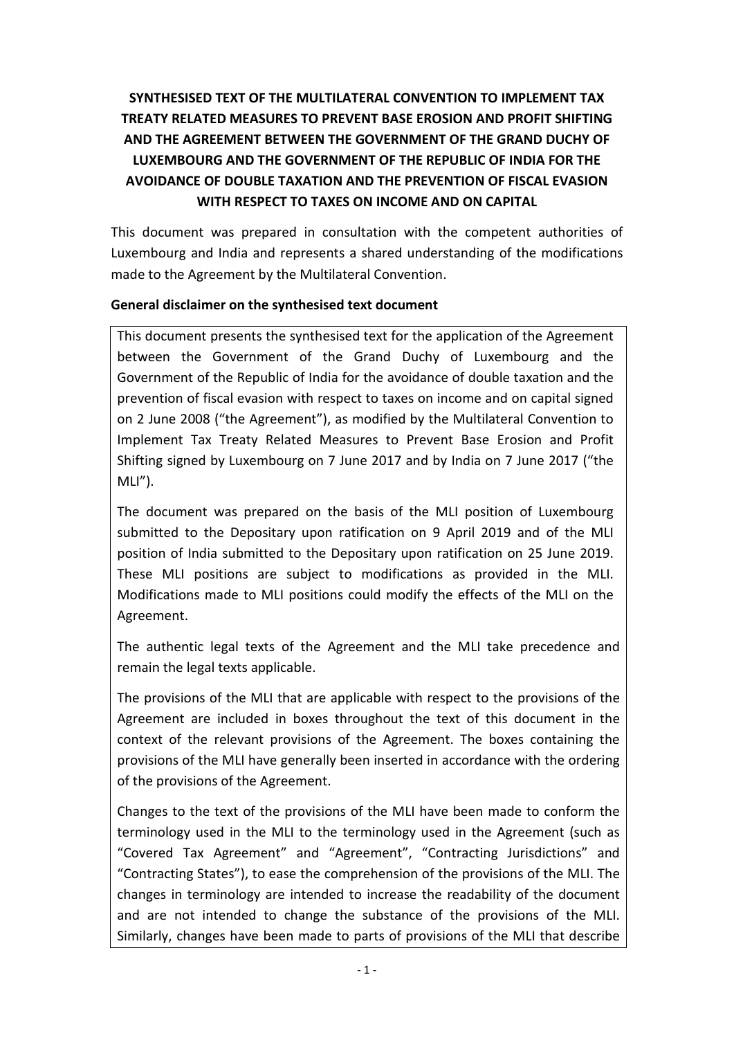# SYNTHESISED TEXT OF THE MULTILATERAL CONVENTION TO IMPLEMENT TAX TREATY RELATED MEASURES TO PREVENT BASE EROSION AND PROFIT SHIFTING AND THE AGREEMENT BETWEEN THE GOVERNMENT OF THE GRAND DUCHY OF LUXEMBOURG AND THE GOVERNMENT OF THE REPUBLIC OF INDIA FOR THE AVOIDANCE OF DOUBLE TAXATION AND THE PREVENTION OF FISCAL EVASION WITH RESPECT TO TAXES ON INCOME AND ON CAPITAL

This document was prepared in consultation with the competent authorities of Luxembourg and India and represents a shared understanding of the modifications made to the Agreement by the Multilateral Convention.

**General disclaimer on the synthesised text document**

This document presents the synthesised text for the application of the Agreement between the Government of the Grand Duchy of Luxembourg and the Government of the Republic of India for the avoidance of double taxation and the prevention of fiscal evasion with respect to taxes on income and on capital signed on 2 June 2008 ("the Agreement"), as modified by the Multilateral Convention to Implement Tax Treaty Related Measures to Prevent Base Erosion and Profit Shifting signed by Luxembourg on 7 June 2017 and by India on 7 June 2017 ("the MLI").

The document was prepared on the basis of the MLI position of Luxembourg submitted to the Depositary upon ratification on 9 April 2019 and of the MLI position of India submitted to the Depositary upon ratification on 25 June 2019. These MLI positions are subject to modifications as provided in the MLI. Modifications made to MLI positions could modify the effects of the MLI on the Agreement.

The authentic legal texts of the Agreement and the MLI take precedence and remain the legal texts applicable.

The provisions of the MLI that are applicable with respect to the provisions of the Agreement are included in boxes throughout the text of this document in the context of the relevant provisions of the Agreement. The boxes containing the provisions of the MLI have generally been inserted in accordance with the ordering of the provisions of the Agreement.

Changes to the text of the provisions of the MLI have been made to conform the terminology used in the MLI to the terminology used in the Agreement (such as "Covered Tax Agreement" and "Agreement", "Contracting Jurisdictions" and "Contracting States"), to ease the comprehension of the provisions of the MLI. The changes in terminology are intended to increase the readability of the document and are not intended to change the substance of the provisions of the MLI. Similarly, changes have been made to parts of provisions of the MLI that describe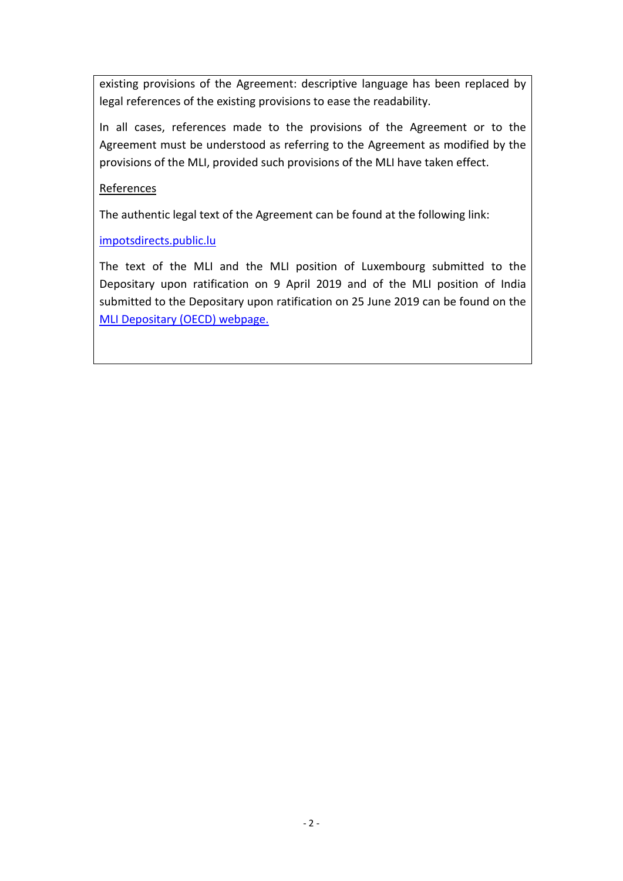existing provisions of the Agreement: descriptive language has been replaced by legal references of the existing provisions to ease the readability.

In all cases, references made to the provisions of the Agreement or to the Agreement must be understood as referring to the Agreement as modified by the provisions of the MLI, provided such provisions of the MLI have taken effect.

References

The authentic legal text of the Agreement can be found at the following link:

impotsdirects.public.lu

The text of the MLI and the MLI position of Luxembourg submitted to the Depositary upon ratification on 9 April 2019 and of the MLI position of India submitted to the Depositary upon ratification on 25 June 2019 can be found on the MLI Depositary (OECD) webpage.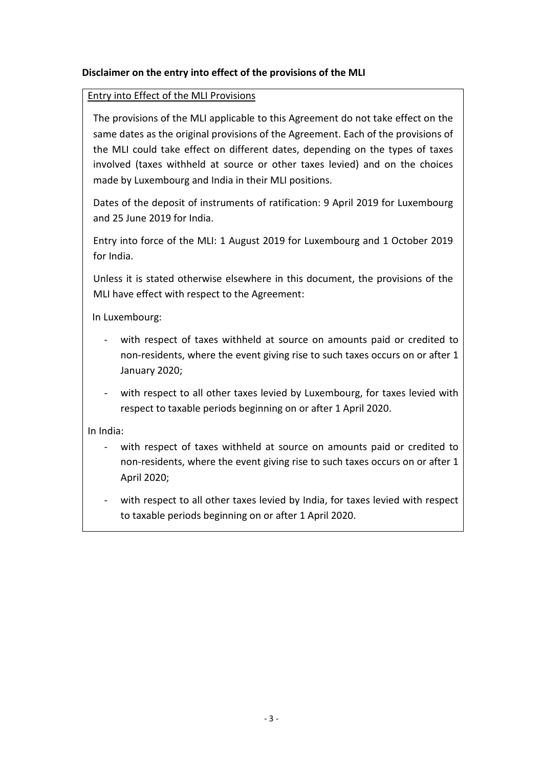**Disclaimer on the entry into effect of the provisions of the MLI**

Entry into Effect of the MLI Provisions

The provisions of the MLI applicable to this Agreement do not take effect on the same dates as the original provisions of the Agreement. Each of the provisions of the MLI could take effect on different dates, depending on the types of taxes involved (taxes withheld at source or other taxes levied) and on the choices made by Luxembourg and India in their MLI positions.

Dates of the deposit of instruments of ratification: 9 April 2019 for Luxembourg and 25 June 2019 for India.

Entry into force of the MLI: 1 August 2019 for Luxembourg and 1 October 2019 for India.

Unless it is stated otherwise elsewhere in this document, the provisions of the MLI have effect with respect to the Agreement:

In Luxembourg:

- with respect of taxes withheld at source on amounts paid or credited to non-residents, where the event giving rise to such taxes occurs on or after 1 January 2020;
- with respect to all other taxes levied by Luxembourg, for taxes levied with respect to taxable periods beginning on or after 1 April 2020.

In India:

- with respect of taxes withheld at source on amounts paid or credited to non-residents, where the event giving rise to such taxes occurs on or after 1 April 2020;
- with respect to all other taxes levied by India, for taxes levied with respect to taxable periods beginning on or after 1 April 2020.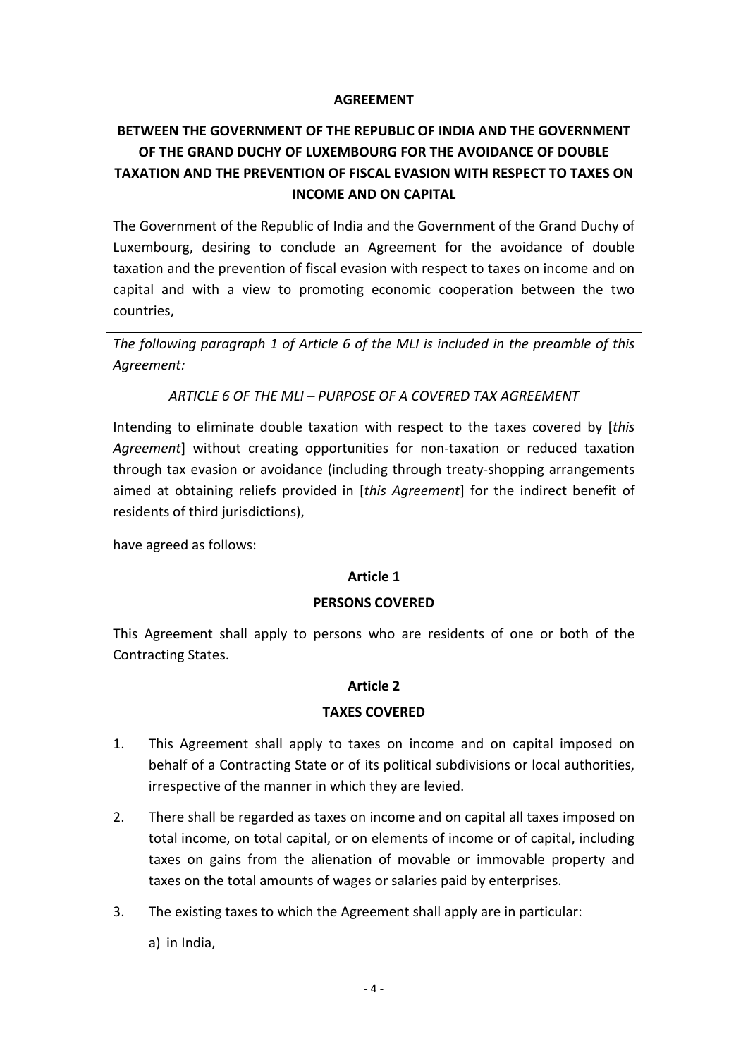**AGREEMENT**

**BETWEEN THE GOVERNMENT OF THE REPUBLIC OF INDIA AND THE GOVERNMENT OF THE GRAND DUCHY OF LUXEMBOURG FOR THE AVOIDANCE OF DOUBLE TAXATION AND THE PREVENTION OF FISCAL EVASION WITH RESPECT TO TAXES ON INCOME AND ON CAPITAL**

The Government of the Republic of India and the Government of the Grand Duchy of Luxembourg, desiring to conclude an Agreement for the avoidance of double taxation and the prevention of fiscal evasion with respect to taxes on income and on capital and with a view to promoting economic cooperation between the two countries,

> *The following paragraph 1 of Article 6 of the MLI is included in the preamble of this Agreement:*
>
> *ARTICLE 6 OF THE MLI – PURPOSE OF A COVERED TAX AGREEMENT*
>
> Intending to eliminate double taxation with respect to the taxes covered by [*this Agreement*] without creating opportunities for non-taxation or reduced taxation through tax evasion or avoidance (including through treaty-shopping arrangements aimed at obtaining reliefs provided in [*this Agreement*] for the indirect benefit of residents of third jurisdictions),

have agreed as follows:

**Article 1**

**PERSONS COVERED**

This Agreement shall apply to persons who are residents of one or both of the Contracting States.

**Article 2**

**TAXES COVERED**

1. This Agreement shall apply to taxes on income and on capital imposed on behalf of a Contracting State or of its political subdivisions or local authorities, irrespective of the manner in which they are levied.

2. There shall be regarded as taxes on income and on capital all taxes imposed on total income, on total capital, or on elements of income or of capital, including taxes on gains from the alienation of movable or immovable property and taxes on the total amounts of wages or salaries paid by enterprises.

3. The existing taxes to which the Agreement shall apply are in particular:

   a) in India,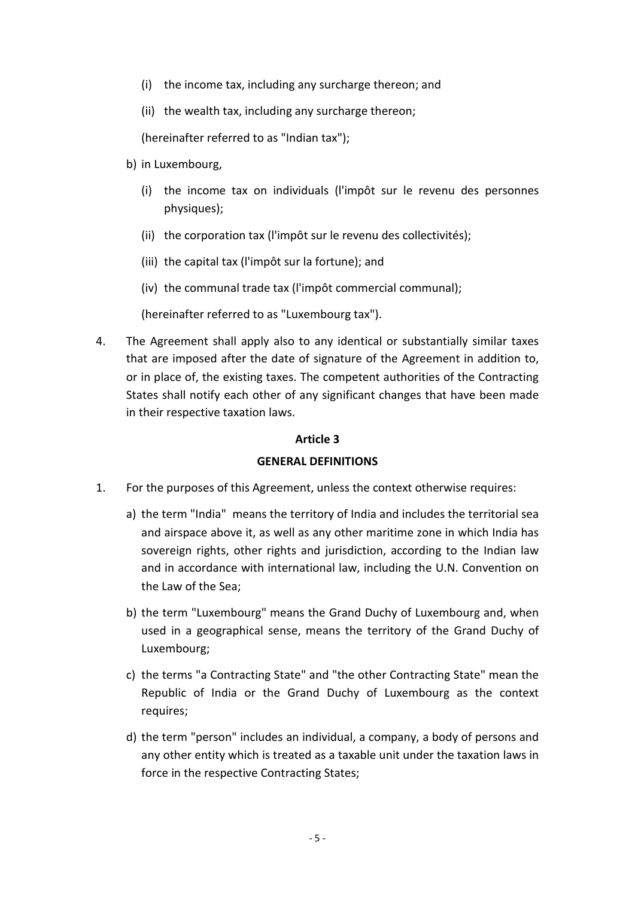(i) the income tax, including any surcharge thereon; and

(ii) the wealth tax, including any surcharge thereon;

(hereinafter referred to as "Indian tax");

b) in Luxembourg,

(i) the income tax on individuals (l'impôt sur le revenu des personnes physiques);

(ii) the corporation tax (l'impôt sur le revenu des collectivités);

(iii) the capital tax (l'impôt sur la fortune); and

(iv) the communal trade tax (l'impôt commercial communal);

(hereinafter referred to as "Luxembourg tax").

4. The Agreement shall apply also to any identical or substantially similar taxes that are imposed after the date of signature of the Agreement in addition to, or in place of, the existing taxes. The competent authorities of the Contracting States shall notify each other of any significant changes that have been made in their respective taxation laws.

## Article 3

## GENERAL DEFINITIONS

1. For the purposes of this Agreement, unless the context otherwise requires:

   a) the term "India" means the territory of India and includes the territorial sea and airspace above it, as well as any other maritime zone in which India has sovereign rights, other rights and jurisdiction, according to the Indian law and in accordance with international law, including the U.N. Convention on the Law of the Sea;

   b) the term "Luxembourg" means the Grand Duchy of Luxembourg and, when used in a geographical sense, means the territory of the Grand Duchy of Luxembourg;

   c) the terms "a Contracting State" and "the other Contracting State" mean the Republic of India or the Grand Duchy of Luxembourg as the context requires;

   d) the term "person" includes an individual, a company, a body of persons and any other entity which is treated as a taxable unit under the taxation laws in force in the respective Contracting States;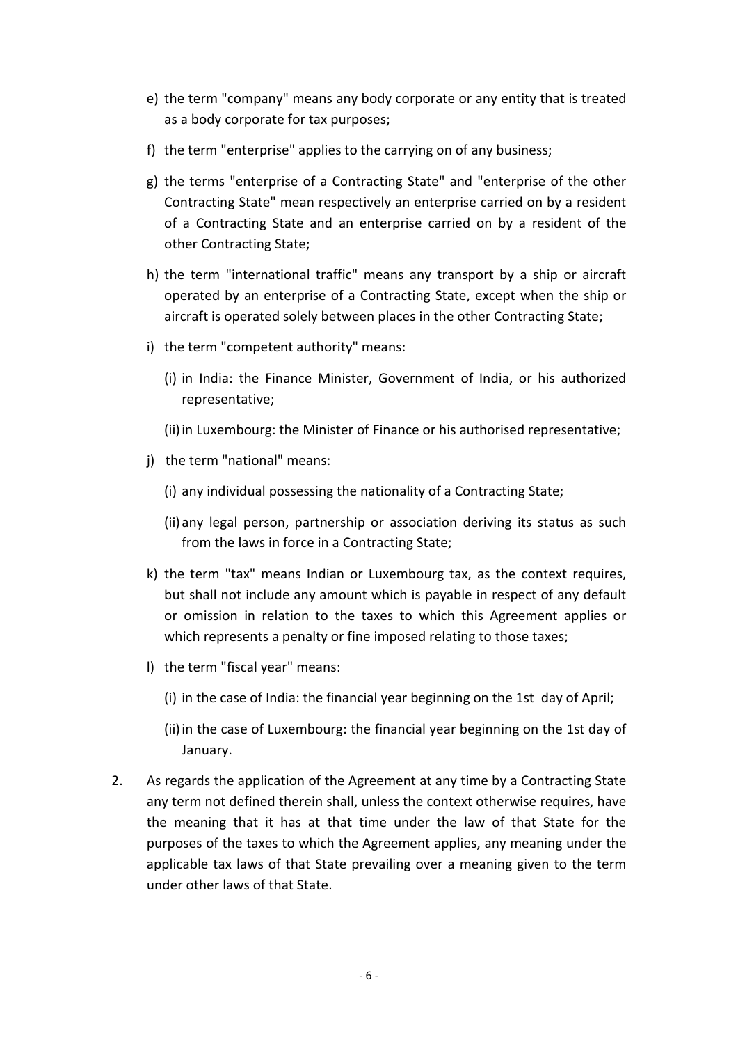e) the term "company" means any body corporate or any entity that is treated as a body corporate for tax purposes;

f) the term "enterprise" applies to the carrying on of any business;

g) the terms "enterprise of a Contracting State" and "enterprise of the other Contracting State" mean respectively an enterprise carried on by a resident of a Contracting State and an enterprise carried on by a resident of the other Contracting State;

h) the term "international traffic" means any transport by a ship or aircraft operated by an enterprise of a Contracting State, except when the ship or aircraft is operated solely between places in the other Contracting State;

i) the term "competent authority" means:

   (i) in India: the Finance Minister, Government of India, or his authorized representative;

   (ii) in Luxembourg: the Minister of Finance or his authorised representative;

j) the term "national" means:

   (i) any individual possessing the nationality of a Contracting State;

   (ii) any legal person, partnership or association deriving its status as such from the laws in force in a Contracting State;

k) the term "tax" means Indian or Luxembourg tax, as the context requires, but shall not include any amount which is payable in respect of any default or omission in relation to the taxes to which this Agreement applies or which represents a penalty or fine imposed relating to those taxes;

l) the term "fiscal year" means:

   (i) in the case of India: the financial year beginning on the 1st day of April;

   (ii) in the case of Luxembourg: the financial year beginning on the 1st day of January.

2. As regards the application of the Agreement at any time by a Contracting State any term not defined therein shall, unless the context otherwise requires, have the meaning that it has at that time under the law of that State for the purposes of the taxes to which the Agreement applies, any meaning under the applicable tax laws of that State prevailing over a meaning given to the term under other laws of that State.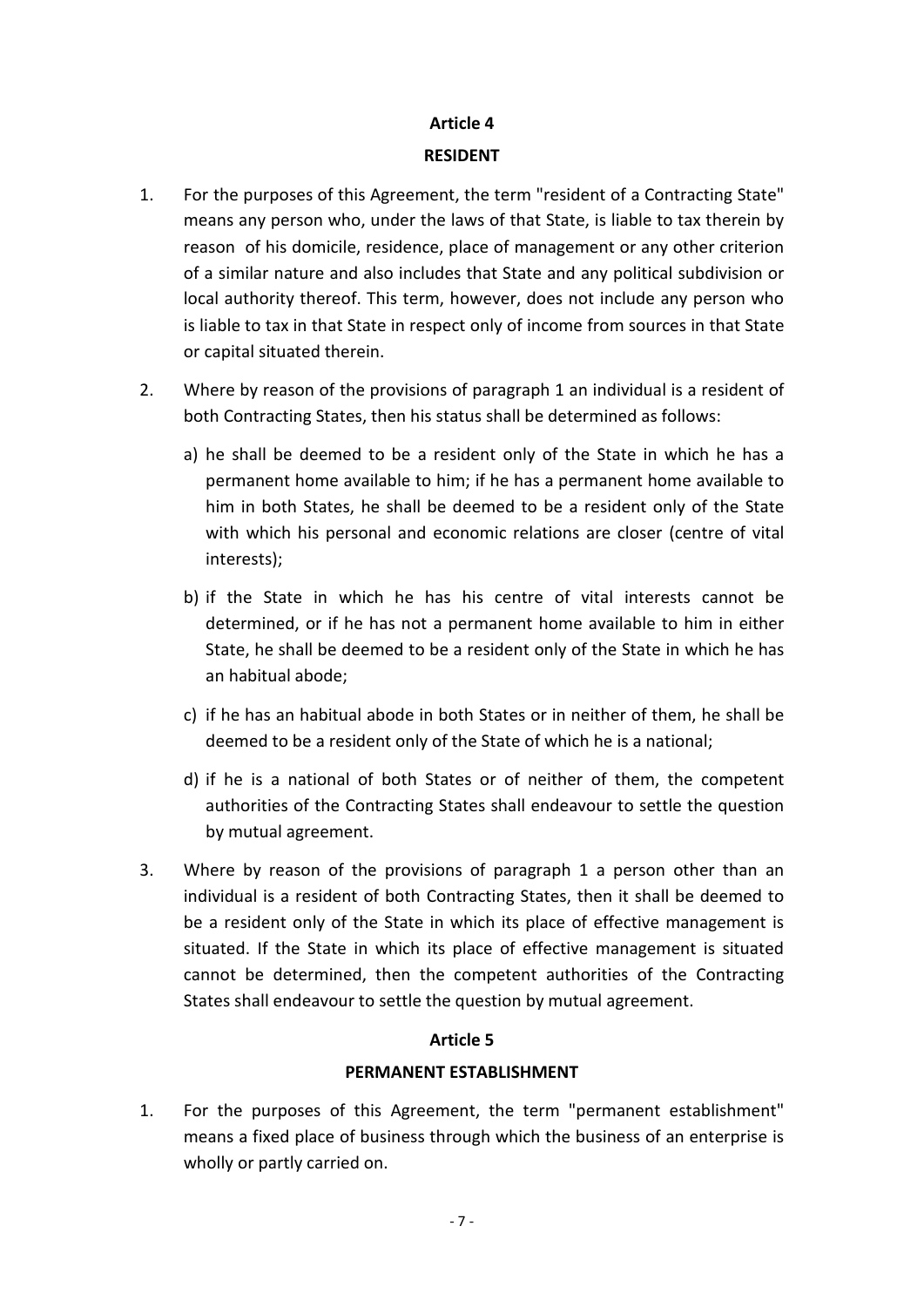## Article 4

## RESIDENT

1. For the purposes of this Agreement, the term "resident of a Contracting State" means any person who, under the laws of that State, is liable to tax therein by reason of his domicile, residence, place of management or any other criterion of a similar nature and also includes that State and any political subdivision or local authority thereof. This term, however, does not include any person who is liable to tax in that State in respect only of income from sources in that State or capital situated therein.

2. Where by reason of the provisions of paragraph 1 an individual is a resident of both Contracting States, then his status shall be determined as follows:

   a) he shall be deemed to be a resident only of the State in which he has a permanent home available to him; if he has a permanent home available to him in both States, he shall be deemed to be a resident only of the State with which his personal and economic relations are closer (centre of vital interests);

   b) if the State in which he has his centre of vital interests cannot be determined, or if he has not a permanent home available to him in either State, he shall be deemed to be a resident only of the State in which he has an habitual abode;

   c) if he has an habitual abode in both States or in neither of them, he shall be deemed to be a resident only of the State of which he is a national;

   d) if he is a national of both States or of neither of them, the competent authorities of the Contracting States shall endeavour to settle the question by mutual agreement.

3. Where by reason of the provisions of paragraph 1 a person other than an individual is a resident of both Contracting States, then it shall be deemed to be a resident only of the State in which its place of effective management is situated. If the State in which its place of effective management is situated cannot be determined, then the competent authorities of the Contracting States shall endeavour to settle the question by mutual agreement.

## Article 5

## PERMANENT ESTABLISHMENT

1. For the purposes of this Agreement, the term "permanent establishment" means a fixed place of business through which the business of an enterprise is wholly or partly carried on.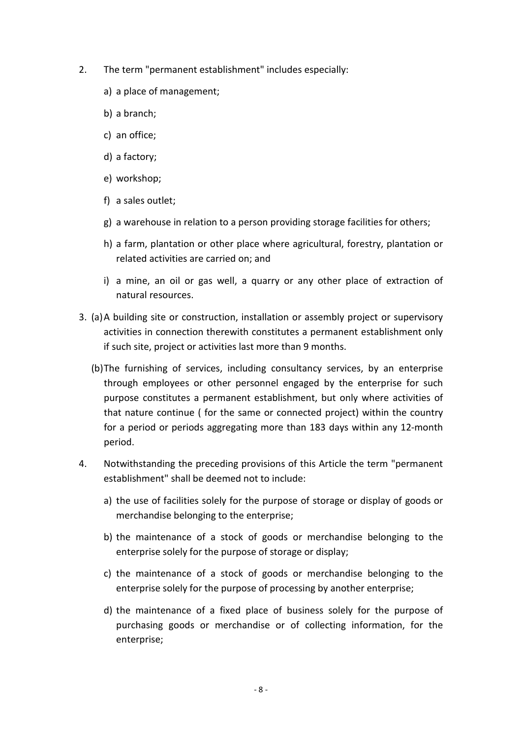2. The term "permanent establishment" includes especially:

   a) a place of management;

   b) a branch;

   c) an office;

   d) a factory;

   e) workshop;

   f) a sales outlet;

   g) a warehouse in relation to a person providing storage facilities for others;

   h) a farm, plantation or other place where agricultural, forestry, plantation or related activities are carried on; and

   i) a mine, an oil or gas well, a quarry or any other place of extraction of natural resources.

3. (a) A building site or construction, installation or assembly project or supervisory activities in connection therewith constitutes a permanent establishment only if such site, project or activities last more than 9 months.

   (b) The furnishing of services, including consultancy services, by an enterprise through employees or other personnel engaged by the enterprise for such purpose constitutes a permanent establishment, but only where activities of that nature continue ( for the same or connected project) within the country for a period or periods aggregating more than 183 days within any 12-month period.

4. Notwithstanding the preceding provisions of this Article the term "permanent establishment" shall be deemed not to include:

   a) the use of facilities solely for the purpose of storage or display of goods or merchandise belonging to the enterprise;

   b) the maintenance of a stock of goods or merchandise belonging to the enterprise solely for the purpose of storage or display;

   c) the maintenance of a stock of goods or merchandise belonging to the enterprise solely for the purpose of processing by another enterprise;

   d) the maintenance of a fixed place of business solely for the purpose of purchasing goods or merchandise or of collecting information, for the enterprise;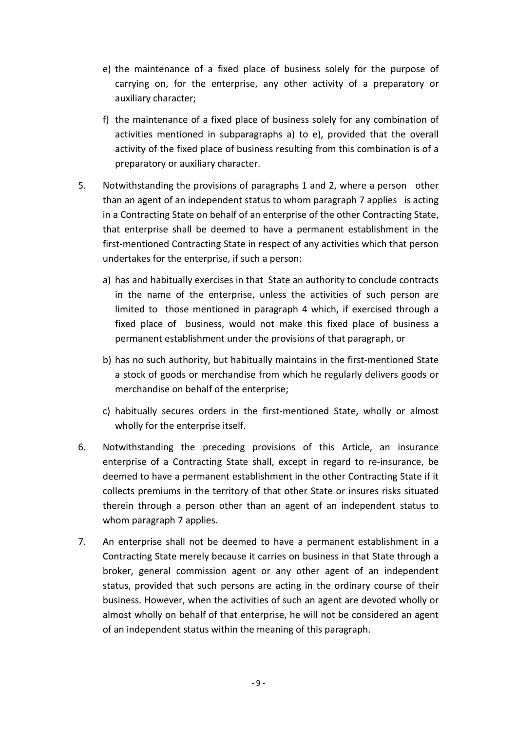e) the maintenance of a fixed place of business solely for the purpose of carrying on, for the enterprise, any other activity of a preparatory or auxiliary character;

f) the maintenance of a fixed place of business solely for any combination of activities mentioned in subparagraphs a) to e), provided that the overall activity of the fixed place of business resulting from this combination is of a preparatory or auxiliary character.

5. Notwithstanding the provisions of paragraphs 1 and 2, where a person other than an agent of an independent status to whom paragraph 7 applies is acting in a Contracting State on behalf of an enterprise of the other Contracting State, that enterprise shall be deemed to have a permanent establishment in the first-mentioned Contracting State in respect of any activities which that person undertakes for the enterprise, if such a person:

   a) has and habitually exercises in that State an authority to conclude contracts in the name of the enterprise, unless the activities of such person are limited to those mentioned in paragraph 4 which, if exercised through a fixed place of business, would not make this fixed place of business a permanent establishment under the provisions of that paragraph, or

   b) has no such authority, but habitually maintains in the first-mentioned State a stock of goods or merchandise from which he regularly delivers goods or merchandise on behalf of the enterprise;

   c) habitually secures orders in the first-mentioned State, wholly or almost wholly for the enterprise itself.

6. Notwithstanding the preceding provisions of this Article, an insurance enterprise of a Contracting State shall, except in regard to re-insurance, be deemed to have a permanent establishment in the other Contracting State if it collects premiums in the territory of that other State or insures risks situated therein through a person other than an agent of an independent status to whom paragraph 7 applies.

7. An enterprise shall not be deemed to have a permanent establishment in a Contracting State merely because it carries on business in that State through a broker, general commission agent or any other agent of an independent status, provided that such persons are acting in the ordinary course of their business. However, when the activities of such an agent are devoted wholly or almost wholly on behalf of that enterprise, he will not be considered an agent of an independent status within the meaning of this paragraph.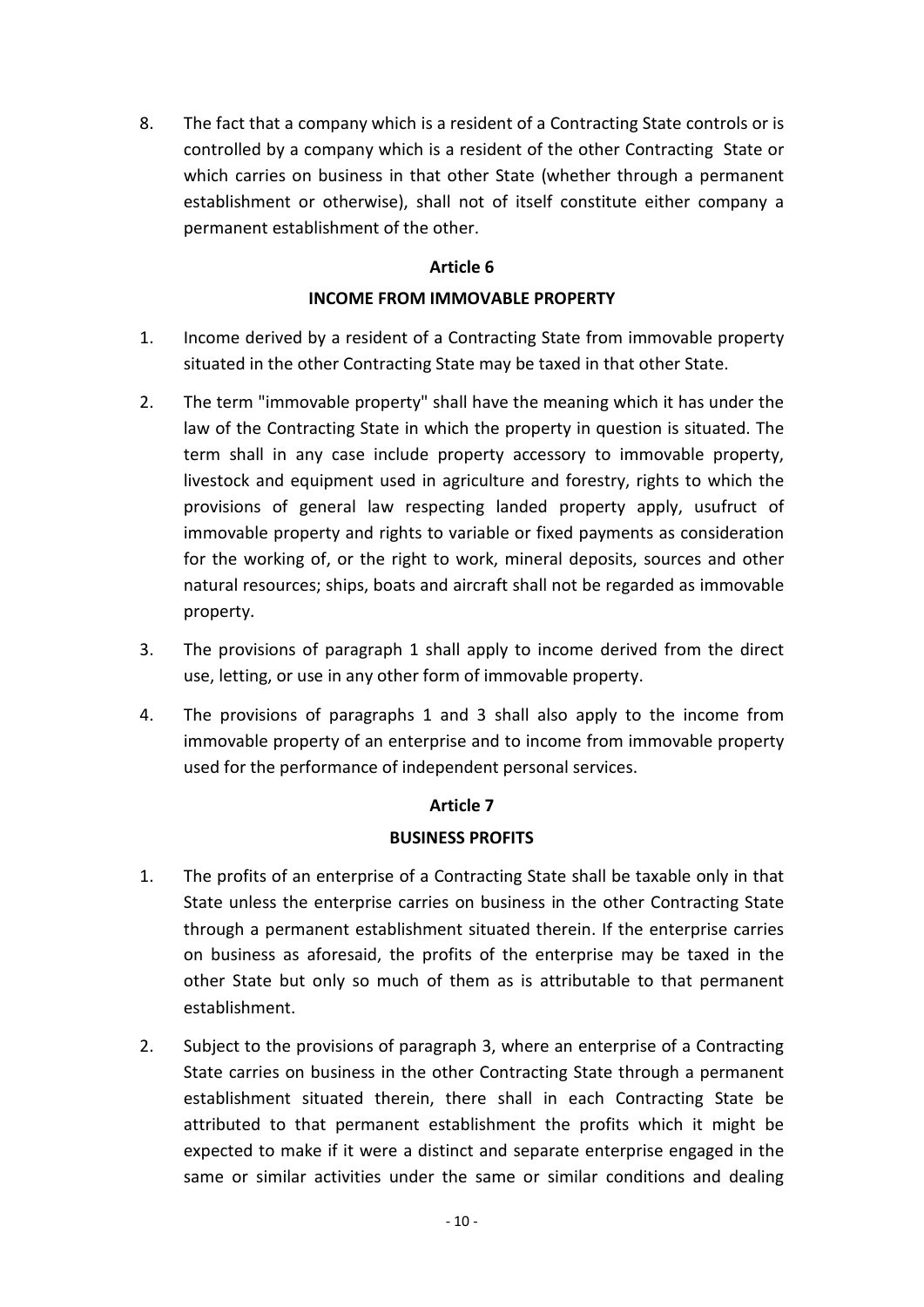8. The fact that a company which is a resident of a Contracting State controls or is controlled by a company which is a resident of the other Contracting State or which carries on business in that other State (whether through a permanent establishment or otherwise), shall not of itself constitute either company a permanent establishment of the other.

## Article 6

## INCOME FROM IMMOVABLE PROPERTY

1. Income derived by a resident of a Contracting State from immovable property situated in the other Contracting State may be taxed in that other State.

2. The term "immovable property" shall have the meaning which it has under the law of the Contracting State in which the property in question is situated. The term shall in any case include property accessory to immovable property, livestock and equipment used in agriculture and forestry, rights to which the provisions of general law respecting landed property apply, usufruct of immovable property and rights to variable or fixed payments as consideration for the working of, or the right to work, mineral deposits, sources and other natural resources; ships, boats and aircraft shall not be regarded as immovable property.

3. The provisions of paragraph 1 shall apply to income derived from the direct use, letting, or use in any other form of immovable property.

4. The provisions of paragraphs 1 and 3 shall also apply to the income from immovable property of an enterprise and to income from immovable property used for the performance of independent personal services.

## Article 7

## BUSINESS PROFITS

1. The profits of an enterprise of a Contracting State shall be taxable only in that State unless the enterprise carries on business in the other Contracting State through a permanent establishment situated therein. If the enterprise carries on business as aforesaid, the profits of the enterprise may be taxed in the other State but only so much of them as is attributable to that permanent establishment.

2. Subject to the provisions of paragraph 3, where an enterprise of a Contracting State carries on business in the other Contracting State through a permanent establishment situated therein, there shall in each Contracting State be attributed to that permanent establishment the profits which it might be expected to make if it were a distinct and separate enterprise engaged in the same or similar activities under the same or similar conditions and dealing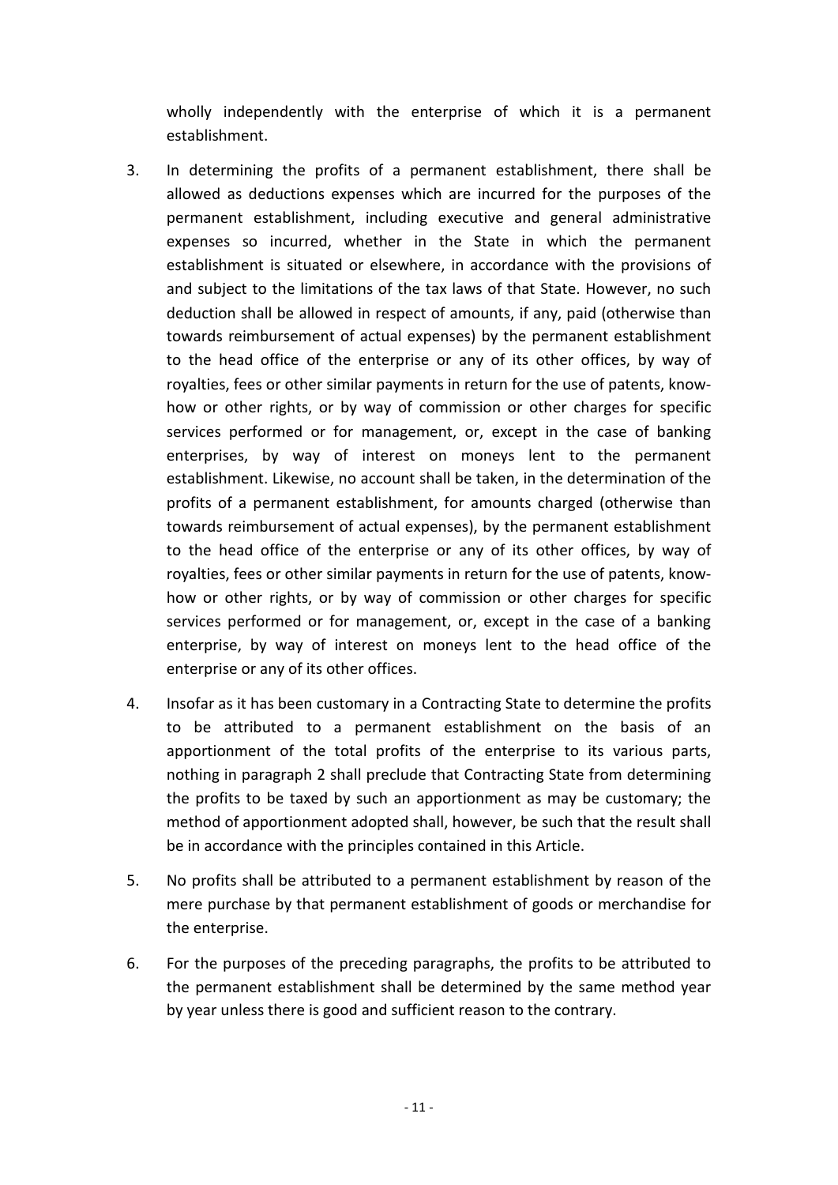wholly independently with the enterprise of which it is a permanent establishment.

3. In determining the profits of a permanent establishment, there shall be allowed as deductions expenses which are incurred for the purposes of the permanent establishment, including executive and general administrative expenses so incurred, whether in the State in which the permanent establishment is situated or elsewhere, in accordance with the provisions of and subject to the limitations of the tax laws of that State. However, no such deduction shall be allowed in respect of amounts, if any, paid (otherwise than towards reimbursement of actual expenses) by the permanent establishment to the head office of the enterprise or any of its other offices, by way of royalties, fees or other similar payments in return for the use of patents, know-how or other rights, or by way of commission or other charges for specific services performed or for management, or, except in the case of banking enterprises, by way of interest on moneys lent to the permanent establishment. Likewise, no account shall be taken, in the determination of the profits of a permanent establishment, for amounts charged (otherwise than towards reimbursement of actual expenses), by the permanent establishment to the head office of the enterprise or any of its other offices, by way of royalties, fees or other similar payments in return for the use of patents, know-how or other rights, or by way of commission or other charges for specific services performed or for management, or, except in the case of a banking enterprise, by way of interest on moneys lent to the head office of the enterprise or any of its other offices.

4. Insofar as it has been customary in a Contracting State to determine the profits to be attributed to a permanent establishment on the basis of an apportionment of the total profits of the enterprise to its various parts, nothing in paragraph 2 shall preclude that Contracting State from determining the profits to be taxed by such an apportionment as may be customary; the method of apportionment adopted shall, however, be such that the result shall be in accordance with the principles contained in this Article.

5. No profits shall be attributed to a permanent establishment by reason of the mere purchase by that permanent establishment of goods or merchandise for the enterprise.

6. For the purposes of the preceding paragraphs, the profits to be attributed to the permanent establishment shall be determined by the same method year by year unless there is good and sufficient reason to the contrary.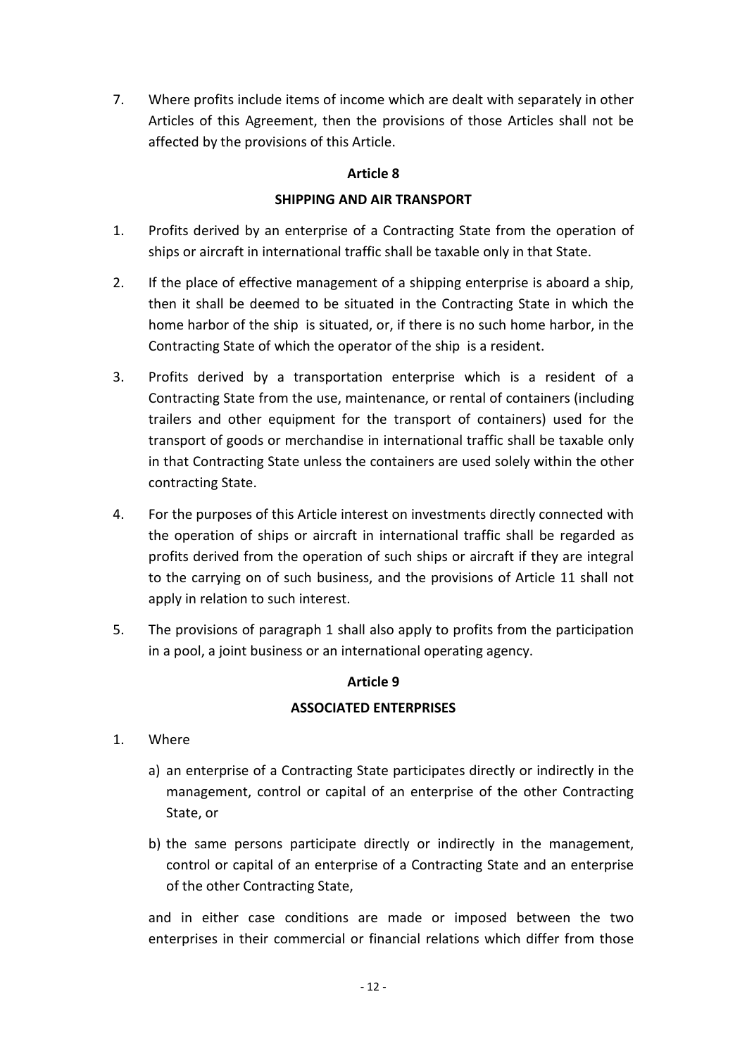7. Where profits include items of income which are dealt with separately in other Articles of this Agreement, then the provisions of those Articles shall not be affected by the provisions of this Article.

## Article 8

## SHIPPING AND AIR TRANSPORT

1. Profits derived by an enterprise of a Contracting State from the operation of ships or aircraft in international traffic shall be taxable only in that State.

2. If the place of effective management of a shipping enterprise is aboard a ship, then it shall be deemed to be situated in the Contracting State in which the home harbor of the ship is situated, or, if there is no such home harbor, in the Contracting State of which the operator of the ship is a resident.

3. Profits derived by a transportation enterprise which is a resident of a Contracting State from the use, maintenance, or rental of containers (including trailers and other equipment for the transport of containers) used for the transport of goods or merchandise in international traffic shall be taxable only in that Contracting State unless the containers are used solely within the other contracting State.

4. For the purposes of this Article interest on investments directly connected with the operation of ships or aircraft in international traffic shall be regarded as profits derived from the operation of such ships or aircraft if they are integral to the carrying on of such business, and the provisions of Article 11 shall not apply in relation to such interest.

5. The provisions of paragraph 1 shall also apply to profits from the participation in a pool, a joint business or an international operating agency.

## Article 9

## ASSOCIATED ENTERPRISES

1. Where

   a) an enterprise of a Contracting State participates directly or indirectly in the management, control or capital of an enterprise of the other Contracting State, or

   b) the same persons participate directly or indirectly in the management, control or capital of an enterprise of a Contracting State and an enterprise of the other Contracting State,

   and in either case conditions are made or imposed between the two enterprises in their commercial or financial relations which differ from those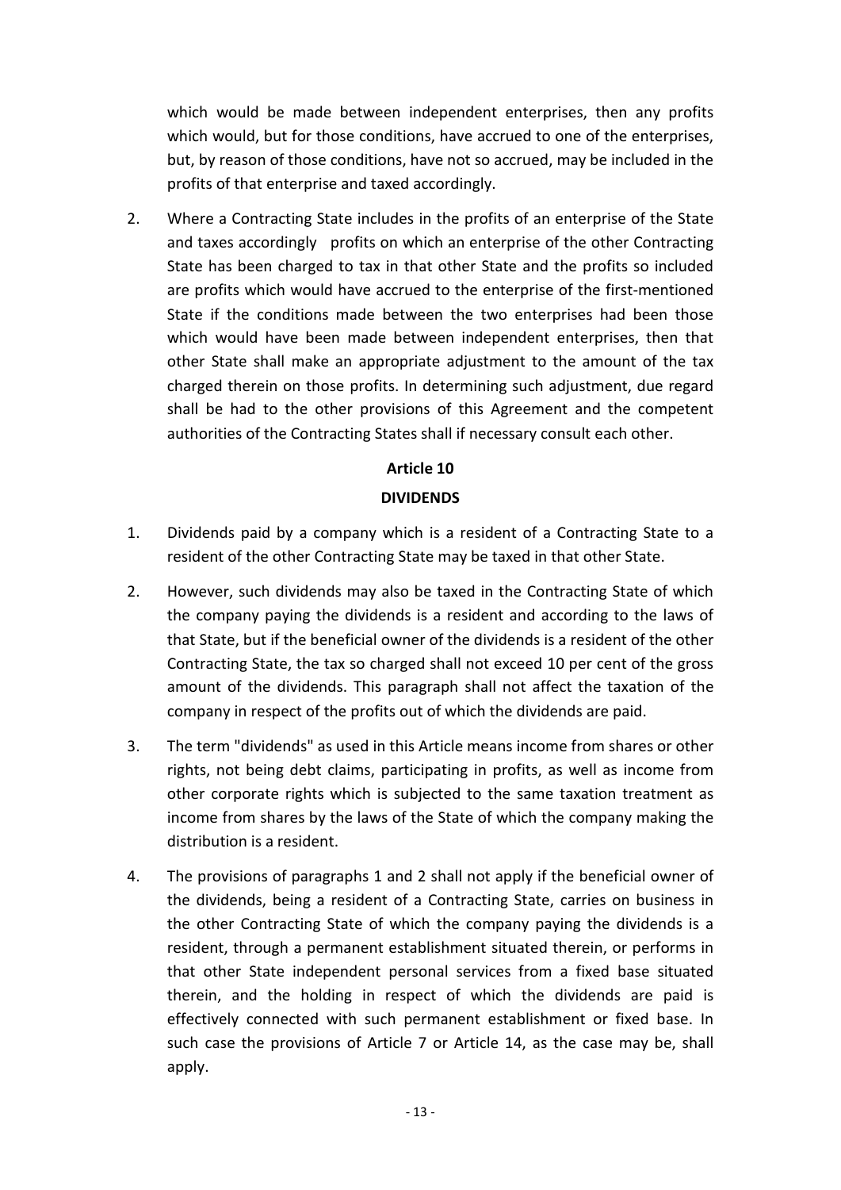which would be made between independent enterprises, then any profits which would, but for those conditions, have accrued to one of the enterprises, but, by reason of those conditions, have not so accrued, may be included in the profits of that enterprise and taxed accordingly.

2. Where a Contracting State includes in the profits of an enterprise of the State and taxes accordingly profits on which an enterprise of the other Contracting State has been charged to tax in that other State and the profits so included are profits which would have accrued to the enterprise of the first-mentioned State if the conditions made between the two enterprises had been those which would have been made between independent enterprises, then that other State shall make an appropriate adjustment to the amount of the tax charged therein on those profits. In determining such adjustment, due regard shall be had to the other provisions of this Agreement and the competent authorities of the Contracting States shall if necessary consult each other.

## Article 10

## DIVIDENDS

1. Dividends paid by a company which is a resident of a Contracting State to a resident of the other Contracting State may be taxed in that other State.

2. However, such dividends may also be taxed in the Contracting State of which the company paying the dividends is a resident and according to the laws of that State, but if the beneficial owner of the dividends is a resident of the other Contracting State, the tax so charged shall not exceed 10 per cent of the gross amount of the dividends. This paragraph shall not affect the taxation of the company in respect of the profits out of which the dividends are paid.

3. The term "dividends" as used in this Article means income from shares or other rights, not being debt claims, participating in profits, as well as income from other corporate rights which is subjected to the same taxation treatment as income from shares by the laws of the State of which the company making the distribution is a resident.

4. The provisions of paragraphs 1 and 2 shall not apply if the beneficial owner of the dividends, being a resident of a Contracting State, carries on business in the other Contracting State of which the company paying the dividends is a resident, through a permanent establishment situated therein, or performs in that other State independent personal services from a fixed base situated therein, and the holding in respect of which the dividends are paid is effectively connected with such permanent establishment or fixed base. In such case the provisions of Article 7 or Article 14, as the case may be, shall apply.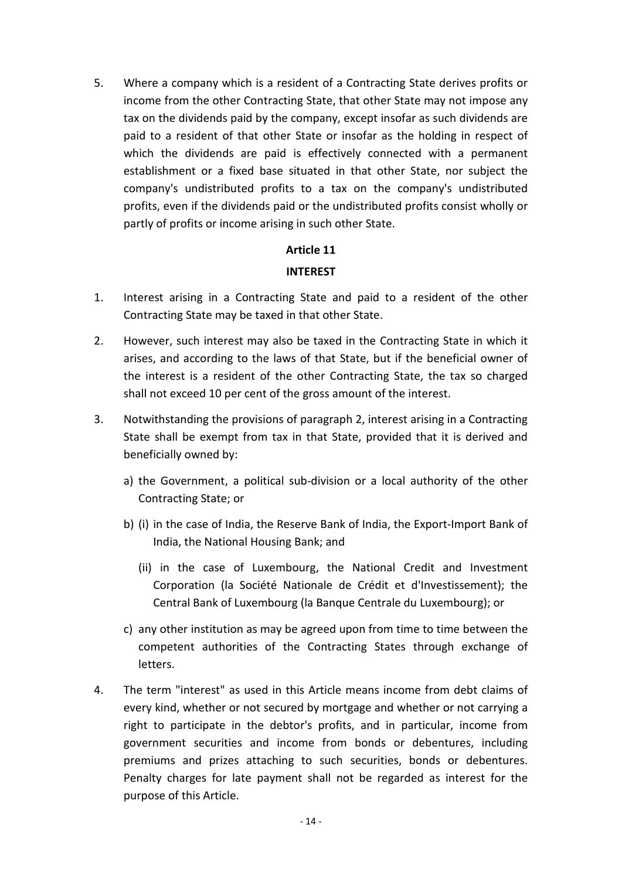5. Where a company which is a resident of a Contracting State derives profits or income from the other Contracting State, that other State may not impose any tax on the dividends paid by the company, except insofar as such dividends are paid to a resident of that other State or insofar as the holding in respect of which the dividends are paid is effectively connected with a permanent establishment or a fixed base situated in that other State, nor subject the company's undistributed profits to a tax on the company's undistributed profits, even if the dividends paid or the undistributed profits consist wholly or partly of profits or income arising in such other State.

## Article 11

## INTEREST

1. Interest arising in a Contracting State and paid to a resident of the other Contracting State may be taxed in that other State.

2. However, such interest may also be taxed in the Contracting State in which it arises, and according to the laws of that State, but if the beneficial owner of the interest is a resident of the other Contracting State, the tax so charged shall not exceed 10 per cent of the gross amount of the interest.

3. Notwithstanding the provisions of paragraph 2, interest arising in a Contracting State shall be exempt from tax in that State, provided that it is derived and beneficially owned by:

   a) the Government, a political sub-division or a local authority of the other Contracting State; or

   b) (i) in the case of India, the Reserve Bank of India, the Export-Import Bank of India, the National Housing Bank; and

      (ii) in the case of Luxembourg, the National Credit and Investment Corporation (la Société Nationale de Crédit et d'Investissement); the Central Bank of Luxembourg (la Banque Centrale du Luxembourg); or

   c) any other institution as may be agreed upon from time to time between the competent authorities of the Contracting States through exchange of letters.

4. The term "interest" as used in this Article means income from debt claims of every kind, whether or not secured by mortgage and whether or not carrying a right to participate in the debtor's profits, and in particular, income from government securities and income from bonds or debentures, including premiums and prizes attaching to such securities, bonds or debentures. Penalty charges for late payment shall not be regarded as interest for the purpose of this Article.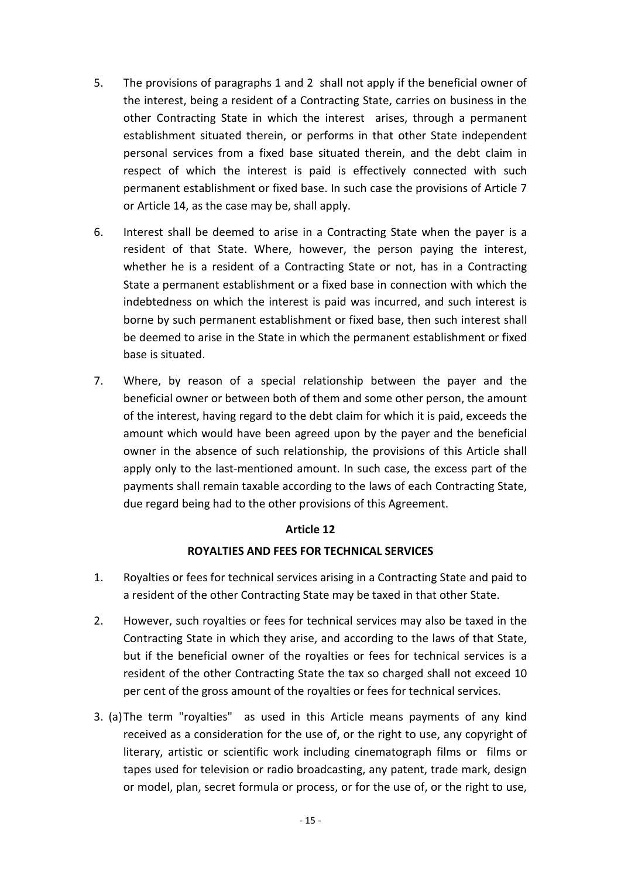5. The provisions of paragraphs 1 and 2 shall not apply if the beneficial owner of the interest, being a resident of a Contracting State, carries on business in the other Contracting State in which the interest arises, through a permanent establishment situated therein, or performs in that other State independent personal services from a fixed base situated therein, and the debt claim in respect of which the interest is paid is effectively connected with such permanent establishment or fixed base. In such case the provisions of Article 7 or Article 14, as the case may be, shall apply.

6. Interest shall be deemed to arise in a Contracting State when the payer is a resident of that State. Where, however, the person paying the interest, whether he is a resident of a Contracting State or not, has in a Contracting State a permanent establishment or a fixed base in connection with which the indebtedness on which the interest is paid was incurred, and such interest is borne by such permanent establishment or fixed base, then such interest shall be deemed to arise in the State in which the permanent establishment or fixed base is situated.

7. Where, by reason of a special relationship between the payer and the beneficial owner or between both of them and some other person, the amount of the interest, having regard to the debt claim for which it is paid, exceeds the amount which would have been agreed upon by the payer and the beneficial owner in the absence of such relationship, the provisions of this Article shall apply only to the last-mentioned amount. In such case, the excess part of the payments shall remain taxable according to the laws of each Contracting State, due regard being had to the other provisions of this Agreement.

## Article 12

## ROYALTIES AND FEES FOR TECHNICAL SERVICES

1. Royalties or fees for technical services arising in a Contracting State and paid to a resident of the other Contracting State may be taxed in that other State.

2. However, such royalties or fees for technical services may also be taxed in the Contracting State in which they arise, and according to the laws of that State, but if the beneficial owner of the royalties or fees for technical services is a resident of the other Contracting State the tax so charged shall not exceed 10 per cent of the gross amount of the royalties or fees for technical services.

3. (a) The term "royalties" as used in this Article means payments of any kind received as a consideration for the use of, or the right to use, any copyright of literary, artistic or scientific work including cinematograph films or films or tapes used for television or radio broadcasting, any patent, trade mark, design or model, plan, secret formula or process, or for the use of, or the right to use,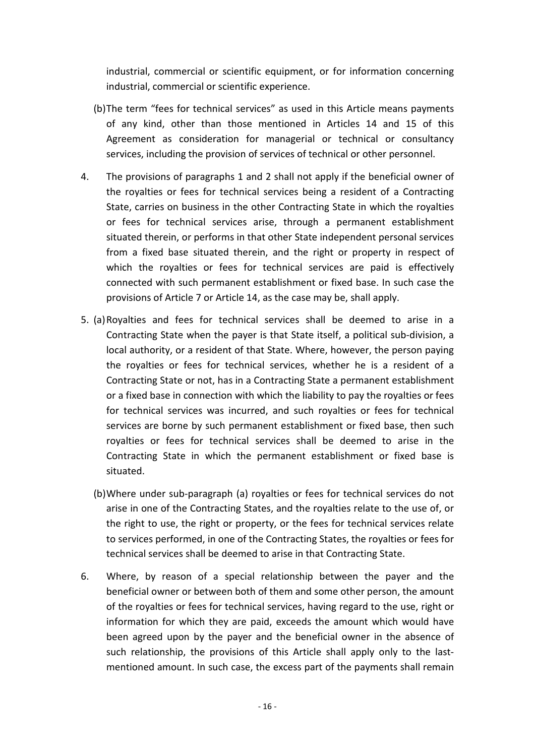industrial, commercial or scientific equipment, or for information concerning industrial, commercial or scientific experience.

(b) The term "fees for technical services" as used in this Article means payments of any kind, other than those mentioned in Articles 14 and 15 of this Agreement as consideration for managerial or technical or consultancy services, including the provision of services of technical or other personnel.

4. The provisions of paragraphs 1 and 2 shall not apply if the beneficial owner of the royalties or fees for technical services being a resident of a Contracting State, carries on business in the other Contracting State in which the royalties or fees for technical services arise, through a permanent establishment situated therein, or performs in that other State independent personal services from a fixed base situated therein, and the right or property in respect of which the royalties or fees for technical services are paid is effectively connected with such permanent establishment or fixed base. In such case the provisions of Article 7 or Article 14, as the case may be, shall apply.

5. (a) Royalties and fees for technical services shall be deemed to arise in a Contracting State when the payer is that State itself, a political sub-division, a local authority, or a resident of that State. Where, however, the person paying the royalties or fees for technical services, whether he is a resident of a Contracting State or not, has in a Contracting State a permanent establishment or a fixed base in connection with which the liability to pay the royalties or fees for technical services was incurred, and such royalties or fees for technical services are borne by such permanent establishment or fixed base, then such royalties or fees for technical services shall be deemed to arise in the Contracting State in which the permanent establishment or fixed base is situated.

(b) Where under sub-paragraph (a) royalties or fees for technical services do not arise in one of the Contracting States, and the royalties relate to the use of, or the right to use, the right or property, or the fees for technical services relate to services performed, in one of the Contracting States, the royalties or fees for technical services shall be deemed to arise in that Contracting State.

6. Where, by reason of a special relationship between the payer and the beneficial owner or between both of them and some other person, the amount of the royalties or fees for technical services, having regard to the use, right or information for which they are paid, exceeds the amount which would have been agreed upon by the payer and the beneficial owner in the absence of such relationship, the provisions of this Article shall apply only to the last-mentioned amount. In such case, the excess part of the payments shall remain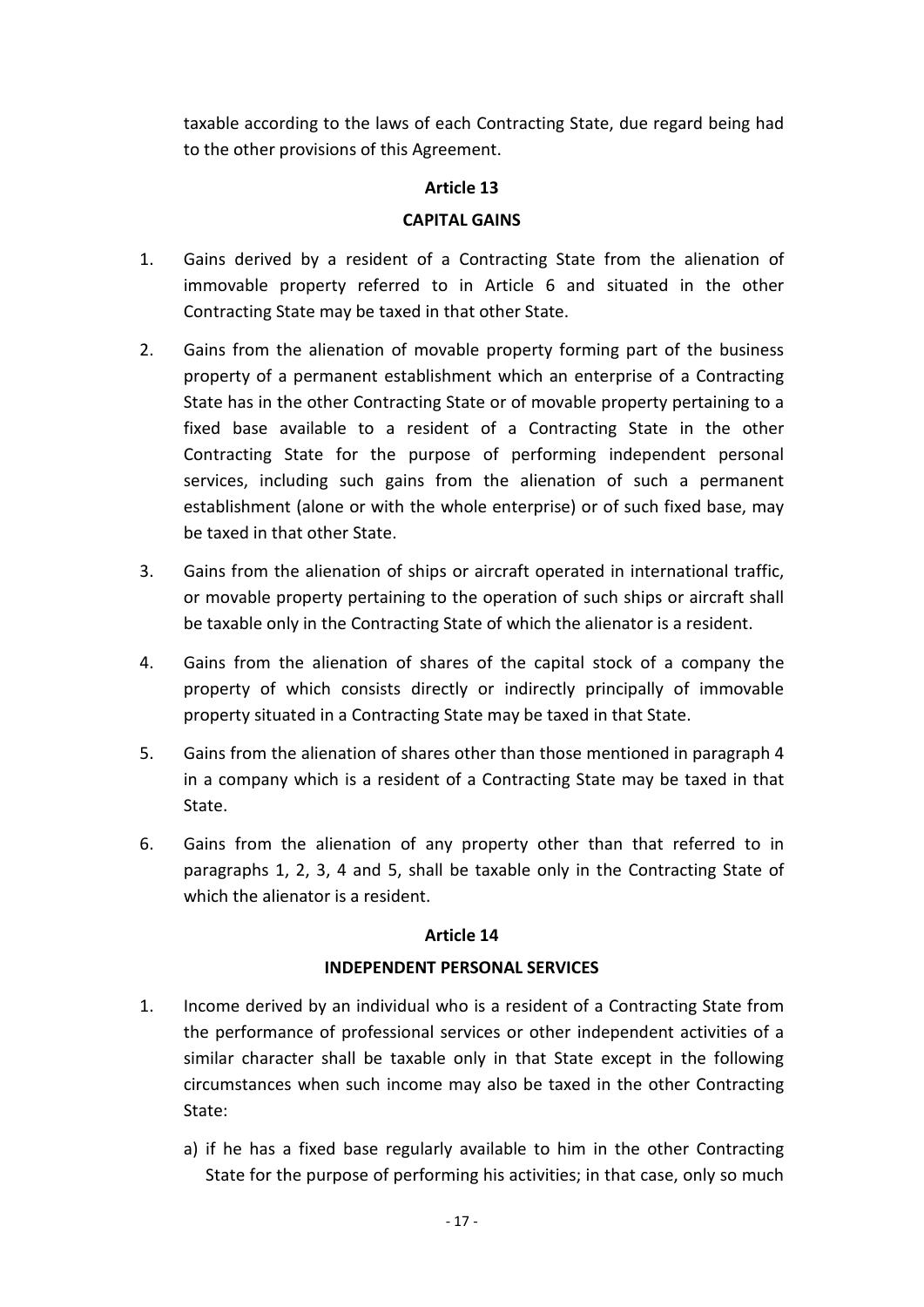taxable according to the laws of each Contracting State, due regard being had to the other provisions of this Agreement.

## Article 13

## CAPITAL GAINS

1. Gains derived by a resident of a Contracting State from the alienation of immovable property referred to in Article 6 and situated in the other Contracting State may be taxed in that other State.

2. Gains from the alienation of movable property forming part of the business property of a permanent establishment which an enterprise of a Contracting State has in the other Contracting State or of movable property pertaining to a fixed base available to a resident of a Contracting State in the other Contracting State for the purpose of performing independent personal services, including such gains from the alienation of such a permanent establishment (alone or with the whole enterprise) or of such fixed base, may be taxed in that other State.

3. Gains from the alienation of ships or aircraft operated in international traffic, or movable property pertaining to the operation of such ships or aircraft shall be taxable only in the Contracting State of which the alienator is a resident.

4. Gains from the alienation of shares of the capital stock of a company the property of which consists directly or indirectly principally of immovable property situated in a Contracting State may be taxed in that State.

5. Gains from the alienation of shares other than those mentioned in paragraph 4 in a company which is a resident of a Contracting State may be taxed in that State.

6. Gains from the alienation of any property other than that referred to in paragraphs 1, 2, 3, 4 and 5, shall be taxable only in the Contracting State of which the alienator is a resident.

## Article 14

## INDEPENDENT PERSONAL SERVICES

1. Income derived by an individual who is a resident of a Contracting State from the performance of professional services or other independent activities of a similar character shall be taxable only in that State except in the following circumstances when such income may also be taxed in the other Contracting State:

   a) if he has a fixed base regularly available to him in the other Contracting State for the purpose of performing his activities; in that case, only so much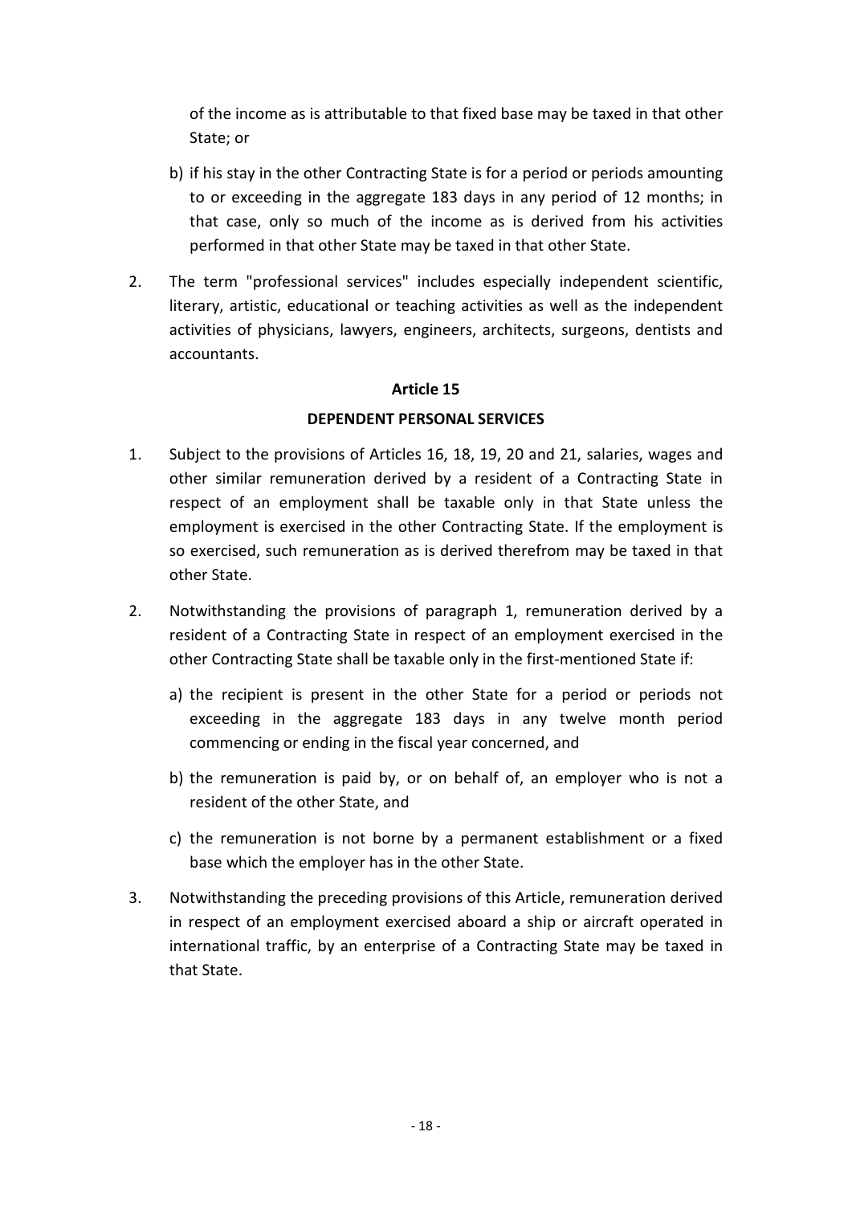of the income as is attributable to that fixed base may be taxed in that other State; or

b) if his stay in the other Contracting State is for a period or periods amounting to or exceeding in the aggregate 183 days in any period of 12 months; in that case, only so much of the income as is derived from his activities performed in that other State may be taxed in that other State.

2. The term "professional services" includes especially independent scientific, literary, artistic, educational or teaching activities as well as the independent activities of physicians, lawyers, engineers, architects, surgeons, dentists and accountants.

## Article 15

## DEPENDENT PERSONAL SERVICES

1. Subject to the provisions of Articles 16, 18, 19, 20 and 21, salaries, wages and other similar remuneration derived by a resident of a Contracting State in respect of an employment shall be taxable only in that State unless the employment is exercised in the other Contracting State. If the employment is so exercised, such remuneration as is derived therefrom may be taxed in that other State.

2. Notwithstanding the provisions of paragraph 1, remuneration derived by a resident of a Contracting State in respect of an employment exercised in the other Contracting State shall be taxable only in the first-mentioned State if:

   a) the recipient is present in the other State for a period or periods not exceeding in the aggregate 183 days in any twelve month period commencing or ending in the fiscal year concerned, and

   b) the remuneration is paid by, or on behalf of, an employer who is not a resident of the other State, and

   c) the remuneration is not borne by a permanent establishment or a fixed base which the employer has in the other State.

3. Notwithstanding the preceding provisions of this Article, remuneration derived in respect of an employment exercised aboard a ship or aircraft operated in international traffic, by an enterprise of a Contracting State may be taxed in that State.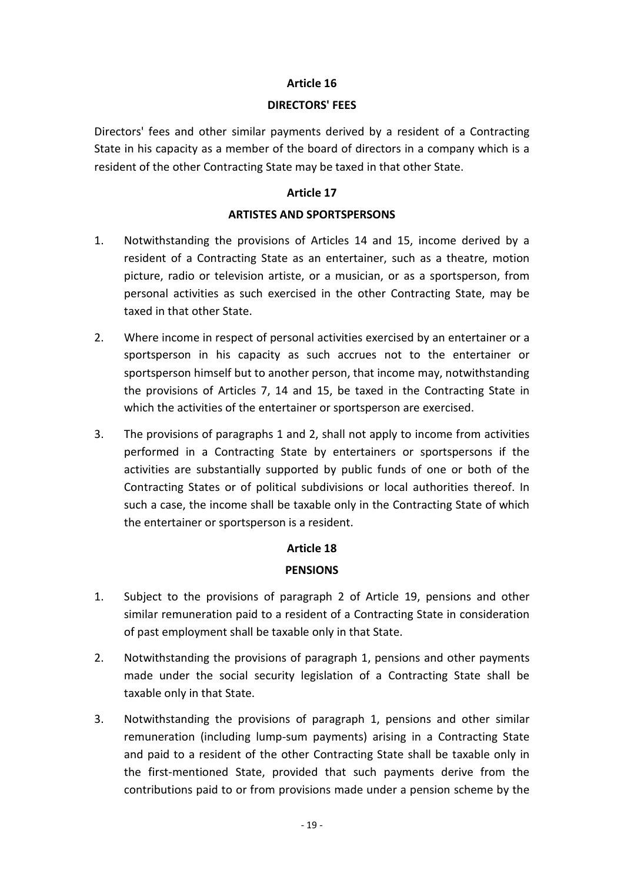## Article 16

## DIRECTORS' FEES

Directors' fees and other similar payments derived by a resident of a Contracting State in his capacity as a member of the board of directors in a company which is a resident of the other Contracting State may be taxed in that other State.

## Article 17

## ARTISTES AND SPORTSPERSONS

1. Notwithstanding the provisions of Articles 14 and 15, income derived by a resident of a Contracting State as an entertainer, such as a theatre, motion picture, radio or television artiste, or a musician, or as a sportsperson, from personal activities as such exercised in the other Contracting State, may be taxed in that other State.

2. Where income in respect of personal activities exercised by an entertainer or a sportsperson in his capacity as such accrues not to the entertainer or sportsperson himself but to another person, that income may, notwithstanding the provisions of Articles 7, 14 and 15, be taxed in the Contracting State in which the activities of the entertainer or sportsperson are exercised.

3. The provisions of paragraphs 1 and 2, shall not apply to income from activities performed in a Contracting State by entertainers or sportspersons if the activities are substantially supported by public funds of one or both of the Contracting States or of political subdivisions or local authorities thereof. In such a case, the income shall be taxable only in the Contracting State of which the entertainer or sportsperson is a resident.

## Article 18

## PENSIONS

1. Subject to the provisions of paragraph 2 of Article 19, pensions and other similar remuneration paid to a resident of a Contracting State in consideration of past employment shall be taxable only in that State.

2. Notwithstanding the provisions of paragraph 1, pensions and other payments made under the social security legislation of a Contracting State shall be taxable only in that State.

3. Notwithstanding the provisions of paragraph 1, pensions and other similar remuneration (including lump-sum payments) arising in a Contracting State and paid to a resident of the other Contracting State shall be taxable only in the first-mentioned State, provided that such payments derive from the contributions paid to or from provisions made under a pension scheme by the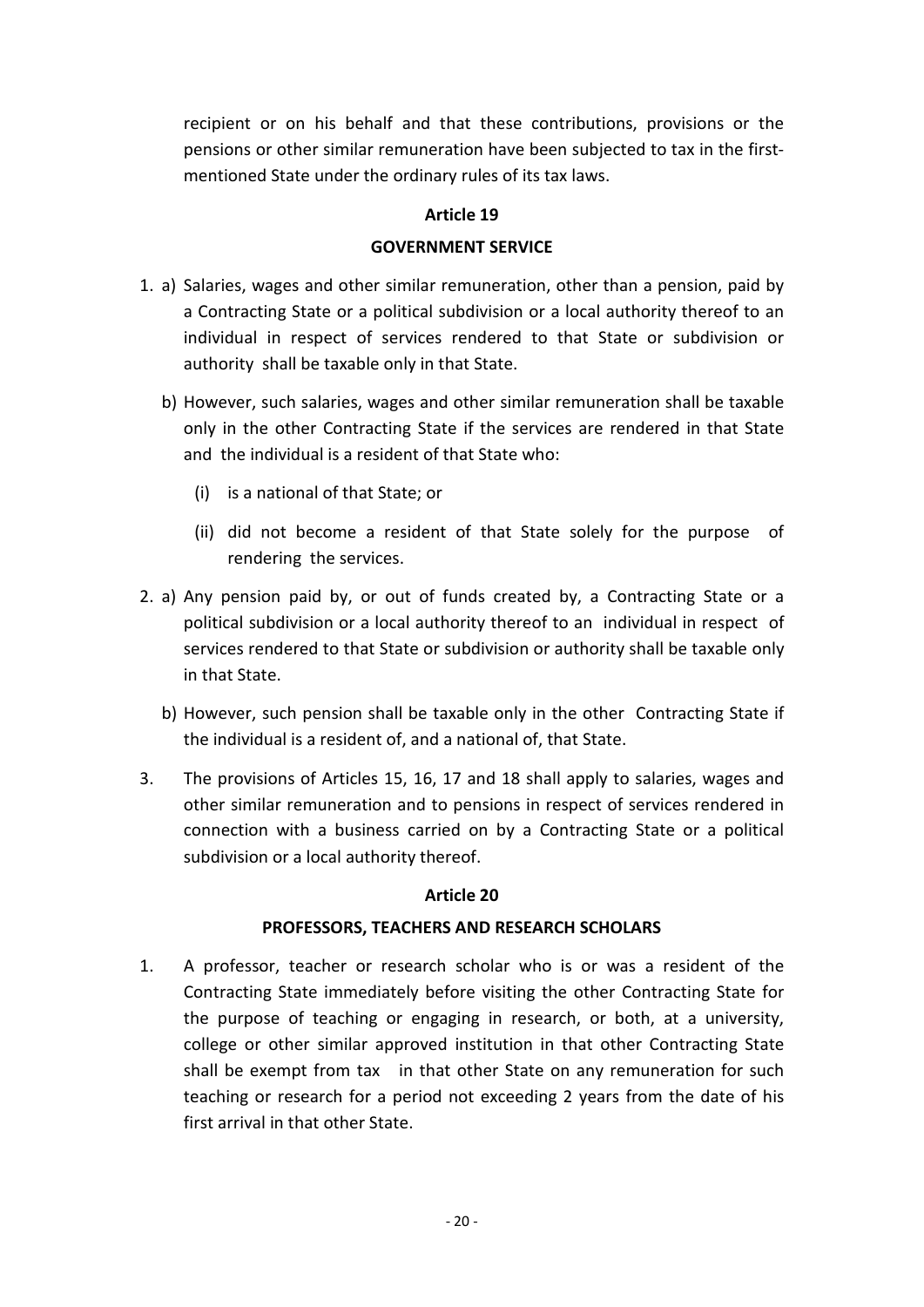recipient or on his behalf and that these contributions, provisions or the pensions or other similar remuneration have been subjected to tax in the first-mentioned State under the ordinary rules of its tax laws.

## Article 19

## GOVERNMENT SERVICE

1. a) Salaries, wages and other similar remuneration, other than a pension, paid by a Contracting State or a political subdivision or a local authority thereof to an individual in respect of services rendered to that State or subdivision or authority shall be taxable only in that State.

   b) However, such salaries, wages and other similar remuneration shall be taxable only in the other Contracting State if the services are rendered in that State and the individual is a resident of that State who:

      (i) is a national of that State; or

      (ii) did not become a resident of that State solely for the purpose of rendering the services.

2. a) Any pension paid by, or out of funds created by, a Contracting State or a political subdivision or a local authority thereof to an individual in respect of services rendered to that State or subdivision or authority shall be taxable only in that State.

   b) However, such pension shall be taxable only in the other Contracting State if the individual is a resident of, and a national of, that State.

3. The provisions of Articles 15, 16, 17 and 18 shall apply to salaries, wages and other similar remuneration and to pensions in respect of services rendered in connection with a business carried on by a Contracting State or a political subdivision or a local authority thereof.

## Article 20

## PROFESSORS, TEACHERS AND RESEARCH SCHOLARS

1. A professor, teacher or research scholar who is or was a resident of the Contracting State immediately before visiting the other Contracting State for the purpose of teaching or engaging in research, or both, at a university, college or other similar approved institution in that other Contracting State shall be exempt from tax in that other State on any remuneration for such teaching or research for a period not exceeding 2 years from the date of his first arrival in that other State.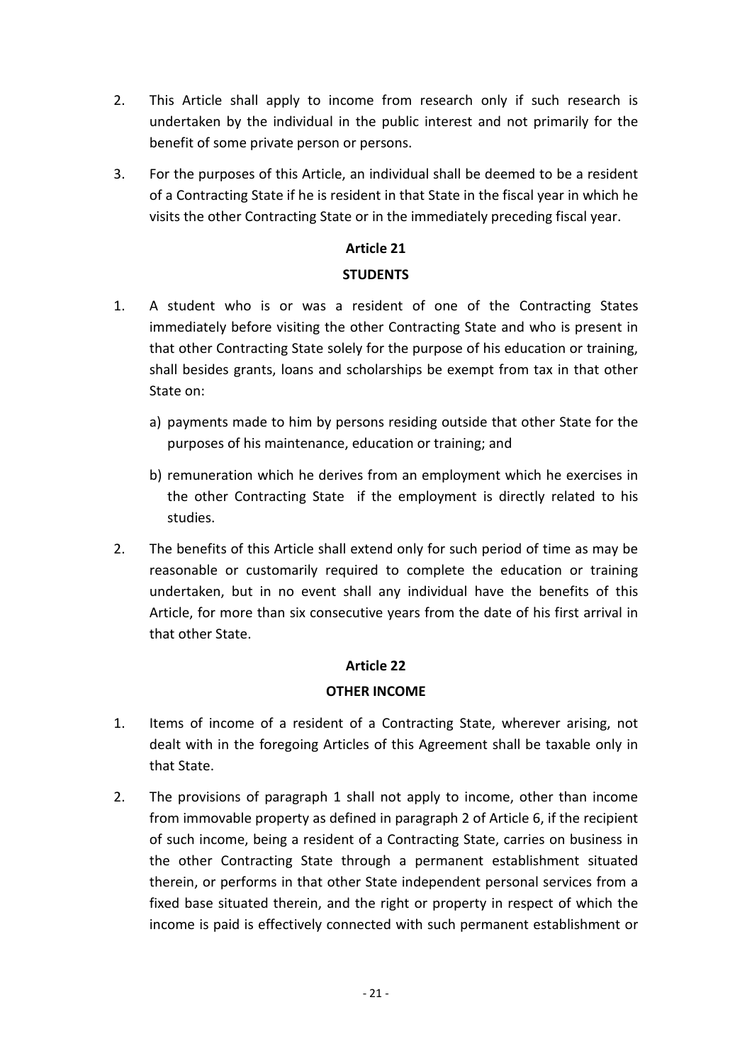2. This Article shall apply to income from research only if such research is undertaken by the individual in the public interest and not primarily for the benefit of some private person or persons.

3. For the purposes of this Article, an individual shall be deemed to be a resident of a Contracting State if he is resident in that State in the fiscal year in which he visits the other Contracting State or in the immediately preceding fiscal year.

## Article 21

## STUDENTS

1. A student who is or was a resident of one of the Contracting States immediately before visiting the other Contracting State and who is present in that other Contracting State solely for the purpose of his education or training, shall besides grants, loans and scholarships be exempt from tax in that other State on:

   a) payments made to him by persons residing outside that other State for the purposes of his maintenance, education or training; and

   b) remuneration which he derives from an employment which he exercises in the other Contracting State if the employment is directly related to his studies.

2. The benefits of this Article shall extend only for such period of time as may be reasonable or customarily required to complete the education or training undertaken, but in no event shall any individual have the benefits of this Article, for more than six consecutive years from the date of his first arrival in that other State.

## Article 22

## OTHER INCOME

1. Items of income of a resident of a Contracting State, wherever arising, not dealt with in the foregoing Articles of this Agreement shall be taxable only in that State.

2. The provisions of paragraph 1 shall not apply to income, other than income from immovable property as defined in paragraph 2 of Article 6, if the recipient of such income, being a resident of a Contracting State, carries on business in the other Contracting State through a permanent establishment situated therein, or performs in that other State independent personal services from a fixed base situated therein, and the right or property in respect of which the income is paid is effectively connected with such permanent establishment or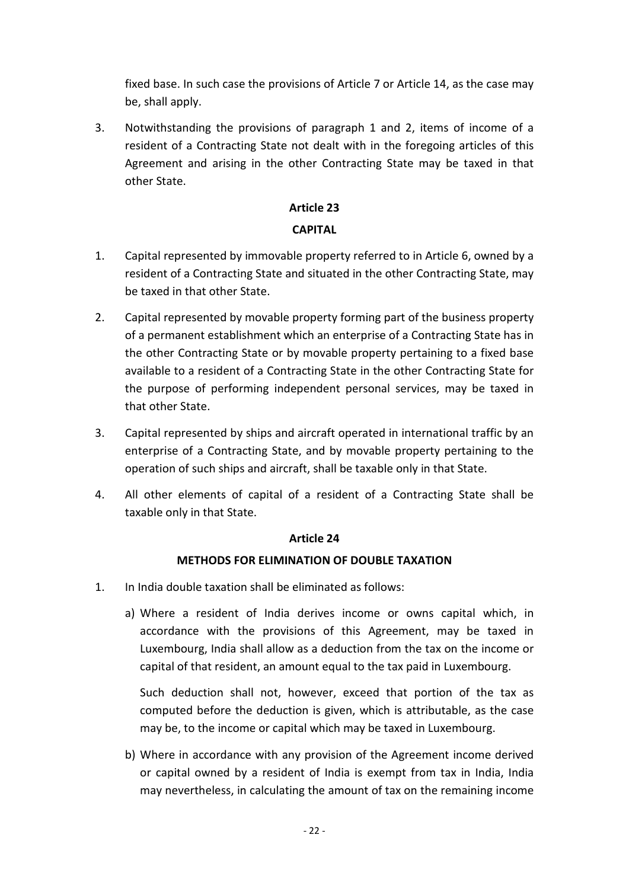fixed base. In such case the provisions of Article 7 or Article 14, as the case may be, shall apply.

3. Notwithstanding the provisions of paragraph 1 and 2, items of income of a resident of a Contracting State not dealt with in the foregoing articles of this Agreement and arising in the other Contracting State may be taxed in that other State.

## Article 23

## CAPITAL

1. Capital represented by immovable property referred to in Article 6, owned by a resident of a Contracting State and situated in the other Contracting State, may be taxed in that other State.

2. Capital represented by movable property forming part of the business property of a permanent establishment which an enterprise of a Contracting State has in the other Contracting State or by movable property pertaining to a fixed base available to a resident of a Contracting State in the other Contracting State for the purpose of performing independent personal services, may be taxed in that other State.

3. Capital represented by ships and aircraft operated in international traffic by an enterprise of a Contracting State, and by movable property pertaining to the operation of such ships and aircraft, shall be taxable only in that State.

4. All other elements of capital of a resident of a Contracting State shall be taxable only in that State.

## Article 24

## METHODS FOR ELIMINATION OF DOUBLE TAXATION

1. In India double taxation shall be eliminated as follows:

   a) Where a resident of India derives income or owns capital which, in accordance with the provisions of this Agreement, may be taxed in Luxembourg, India shall allow as a deduction from the tax on the income or capital of that resident, an amount equal to the tax paid in Luxembourg.

      Such deduction shall not, however, exceed that portion of the tax as computed before the deduction is given, which is attributable, as the case may be, to the income or capital which may be taxed in Luxembourg.

   b) Where in accordance with any provision of the Agreement income derived or capital owned by a resident of India is exempt from tax in India, India may nevertheless, in calculating the amount of tax on the remaining income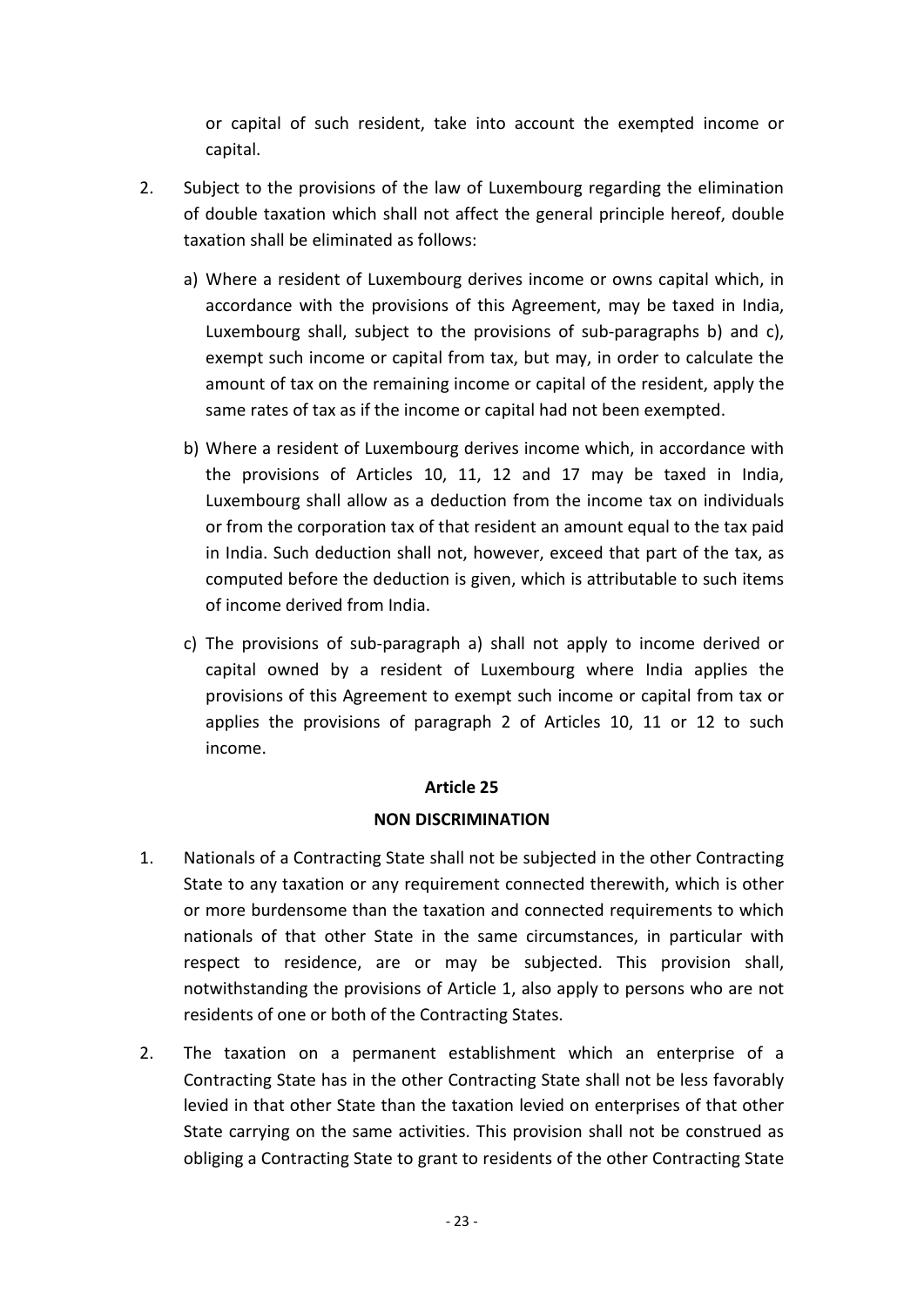or capital of such resident, take into account the exempted income or capital.

2. Subject to the provisions of the law of Luxembourg regarding the elimination of double taxation which shall not affect the general principle hereof, double taxation shall be eliminated as follows:

   a) Where a resident of Luxembourg derives income or owns capital which, in accordance with the provisions of this Agreement, may be taxed in India, Luxembourg shall, subject to the provisions of sub-paragraphs b) and c), exempt such income or capital from tax, but may, in order to calculate the amount of tax on the remaining income or capital of the resident, apply the same rates of tax as if the income or capital had not been exempted.

   b) Where a resident of Luxembourg derives income which, in accordance with the provisions of Articles 10, 11, 12 and 17 may be taxed in India, Luxembourg shall allow as a deduction from the income tax on individuals or from the corporation tax of that resident an amount equal to the tax paid in India. Such deduction shall not, however, exceed that part of the tax, as computed before the deduction is given, which is attributable to such items of income derived from India.

   c) The provisions of sub-paragraph a) shall not apply to income derived or capital owned by a resident of Luxembourg where India applies the provisions of this Agreement to exempt such income or capital from tax or applies the provisions of paragraph 2 of Articles 10, 11 or 12 to such income.

## Article 25

## NON DISCRIMINATION

1. Nationals of a Contracting State shall not be subjected in the other Contracting State to any taxation or any requirement connected therewith, which is other or more burdensome than the taxation and connected requirements to which nationals of that other State in the same circumstances, in particular with respect to residence, are or may be subjected. This provision shall, notwithstanding the provisions of Article 1, also apply to persons who are not residents of one or both of the Contracting States.

2. The taxation on a permanent establishment which an enterprise of a Contracting State has in the other Contracting State shall not be less favorably levied in that other State than the taxation levied on enterprises of that other State carrying on the same activities. This provision shall not be construed as obliging a Contracting State to grant to residents of the other Contracting State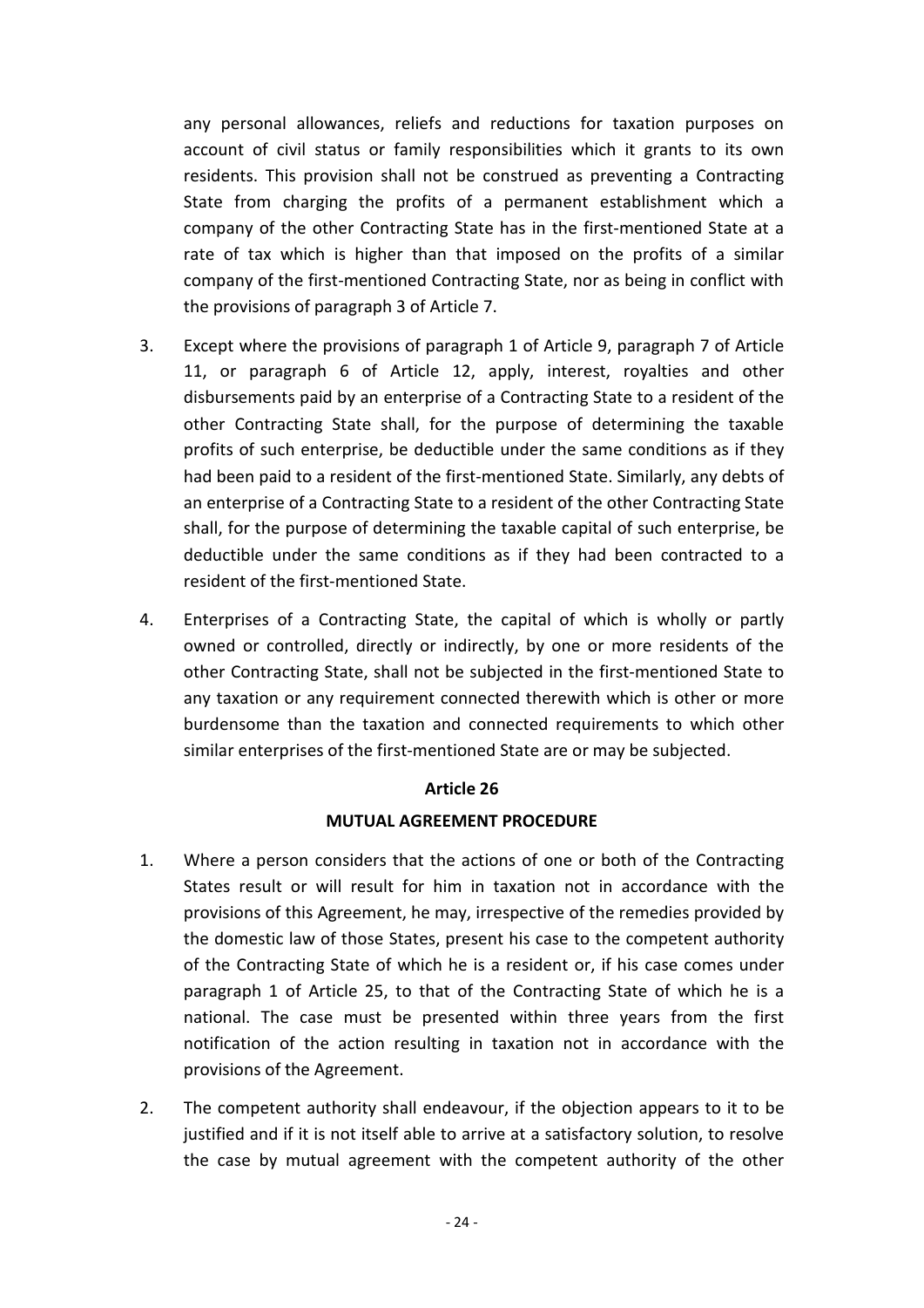any personal allowances, reliefs and reductions for taxation purposes on account of civil status or family responsibilities which it grants to its own residents. This provision shall not be construed as preventing a Contracting State from charging the profits of a permanent establishment which a company of the other Contracting State has in the first-mentioned State at a rate of tax which is higher than that imposed on the profits of a similar company of the first-mentioned Contracting State, nor as being in conflict with the provisions of paragraph 3 of Article 7.

3. Except where the provisions of paragraph 1 of Article 9, paragraph 7 of Article 11, or paragraph 6 of Article 12, apply, interest, royalties and other disbursements paid by an enterprise of a Contracting State to a resident of the other Contracting State shall, for the purpose of determining the taxable profits of such enterprise, be deductible under the same conditions as if they had been paid to a resident of the first-mentioned State. Similarly, any debts of an enterprise of a Contracting State to a resident of the other Contracting State shall, for the purpose of determining the taxable capital of such enterprise, be deductible under the same conditions as if they had been contracted to a resident of the first-mentioned State.

4. Enterprises of a Contracting State, the capital of which is wholly or partly owned or controlled, directly or indirectly, by one or more residents of the other Contracting State, shall not be subjected in the first-mentioned State to any taxation or any requirement connected therewith which is other or more burdensome than the taxation and connected requirements to which other similar enterprises of the first-mentioned State are or may be subjected.

**Article 26**

**MUTUAL AGREEMENT PROCEDURE**

1. Where a person considers that the actions of one or both of the Contracting States result or will result for him in taxation not in accordance with the provisions of this Agreement, he may, irrespective of the remedies provided by the domestic law of those States, present his case to the competent authority of the Contracting State of which he is a resident or, if his case comes under paragraph 1 of Article 25, to that of the Contracting State of which he is a national. The case must be presented within three years from the first notification of the action resulting in taxation not in accordance with the provisions of the Agreement.

2. The competent authority shall endeavour, if the objection appears to it to be justified and if it is not itself able to arrive at a satisfactory solution, to resolve the case by mutual agreement with the competent authority of the other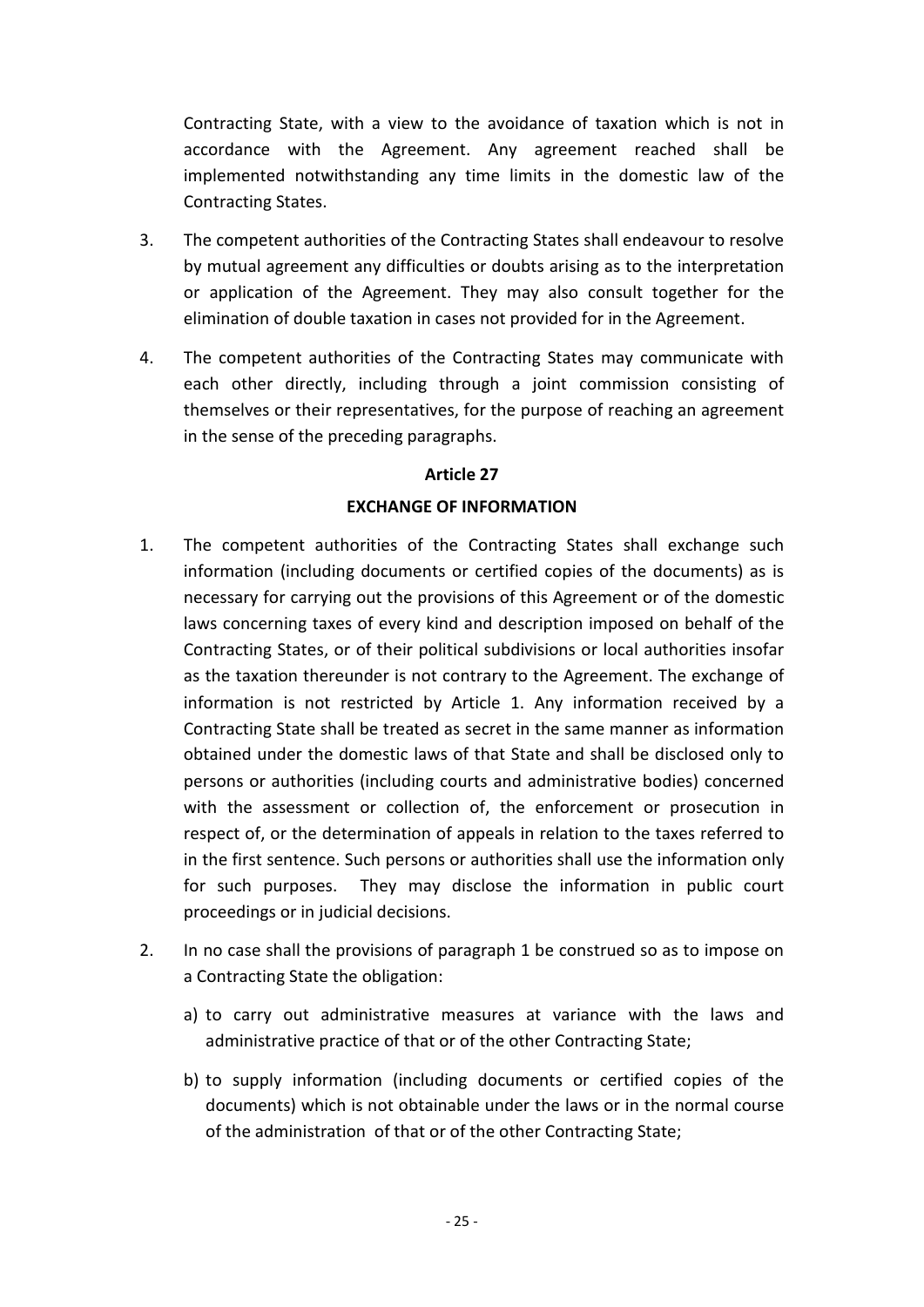Contracting State, with a view to the avoidance of taxation which is not in accordance with the Agreement. Any agreement reached shall be implemented notwithstanding any time limits in the domestic law of the Contracting States.

3. The competent authorities of the Contracting States shall endeavour to resolve by mutual agreement any difficulties or doubts arising as to the interpretation or application of the Agreement. They may also consult together for the elimination of double taxation in cases not provided for in the Agreement.

4. The competent authorities of the Contracting States may communicate with each other directly, including through a joint commission consisting of themselves or their representatives, for the purpose of reaching an agreement in the sense of the preceding paragraphs.

## Article 27

## EXCHANGE OF INFORMATION

1. The competent authorities of the Contracting States shall exchange such information (including documents or certified copies of the documents) as is necessary for carrying out the provisions of this Agreement or of the domestic laws concerning taxes of every kind and description imposed on behalf of the Contracting States, or of their political subdivisions or local authorities insofar as the taxation thereunder is not contrary to the Agreement. The exchange of information is not restricted by Article 1. Any information received by a Contracting State shall be treated as secret in the same manner as information obtained under the domestic laws of that State and shall be disclosed only to persons or authorities (including courts and administrative bodies) concerned with the assessment or collection of, the enforcement or prosecution in respect of, or the determination of appeals in relation to the taxes referred to in the first sentence. Such persons or authorities shall use the information only for such purposes. They may disclose the information in public court proceedings or in judicial decisions.

2. In no case shall the provisions of paragraph 1 be construed so as to impose on a Contracting State the obligation:

   a) to carry out administrative measures at variance with the laws and administrative practice of that or of the other Contracting State;

   b) to supply information (including documents or certified copies of the documents) which is not obtainable under the laws or in the normal course of the administration of that or of the other Contracting State;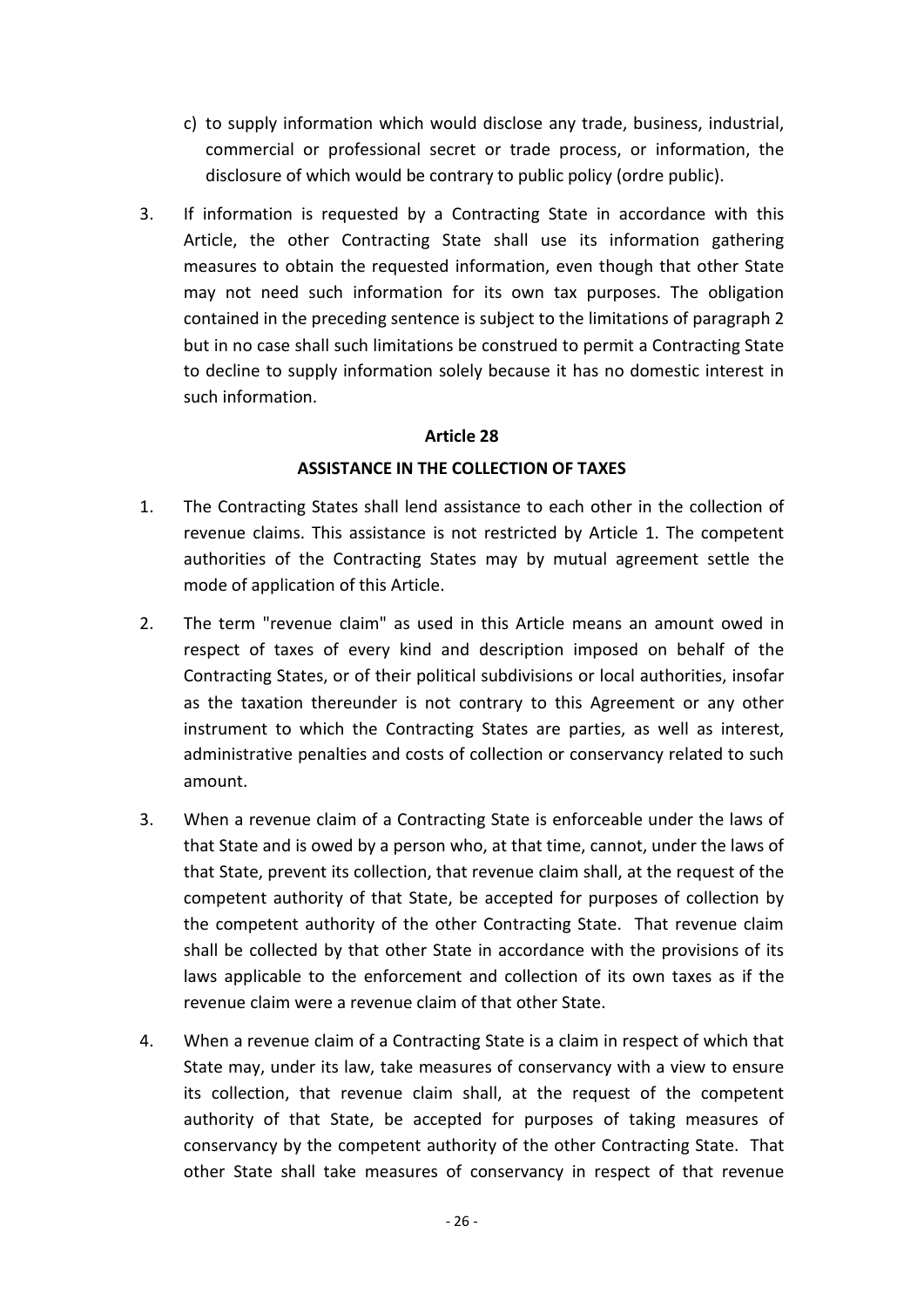c) to supply information which would disclose any trade, business, industrial, commercial or professional secret or trade process, or information, the disclosure of which would be contrary to public policy (ordre public).

3. If information is requested by a Contracting State in accordance with this Article, the other Contracting State shall use its information gathering measures to obtain the requested information, even though that other State may not need such information for its own tax purposes. The obligation contained in the preceding sentence is subject to the limitations of paragraph 2 but in no case shall such limitations be construed to permit a Contracting State to decline to supply information solely because it has no domestic interest in such information.

## Article 28

## ASSISTANCE IN THE COLLECTION OF TAXES

1. The Contracting States shall lend assistance to each other in the collection of revenue claims. This assistance is not restricted by Article 1. The competent authorities of the Contracting States may by mutual agreement settle the mode of application of this Article.

2. The term "revenue claim" as used in this Article means an amount owed in respect of taxes of every kind and description imposed on behalf of the Contracting States, or of their political subdivisions or local authorities, insofar as the taxation thereunder is not contrary to this Agreement or any other instrument to which the Contracting States are parties, as well as interest, administrative penalties and costs of collection or conservancy related to such amount.

3. When a revenue claim of a Contracting State is enforceable under the laws of that State and is owed by a person who, at that time, cannot, under the laws of that State, prevent its collection, that revenue claim shall, at the request of the competent authority of that State, be accepted for purposes of collection by the competent authority of the other Contracting State. That revenue claim shall be collected by that other State in accordance with the provisions of its laws applicable to the enforcement and collection of its own taxes as if the revenue claim were a revenue claim of that other State.

4. When a revenue claim of a Contracting State is a claim in respect of which that State may, under its law, take measures of conservancy with a view to ensure its collection, that revenue claim shall, at the request of the competent authority of that State, be accepted for purposes of taking measures of conservancy by the competent authority of the other Contracting State. That other State shall take measures of conservancy in respect of that revenue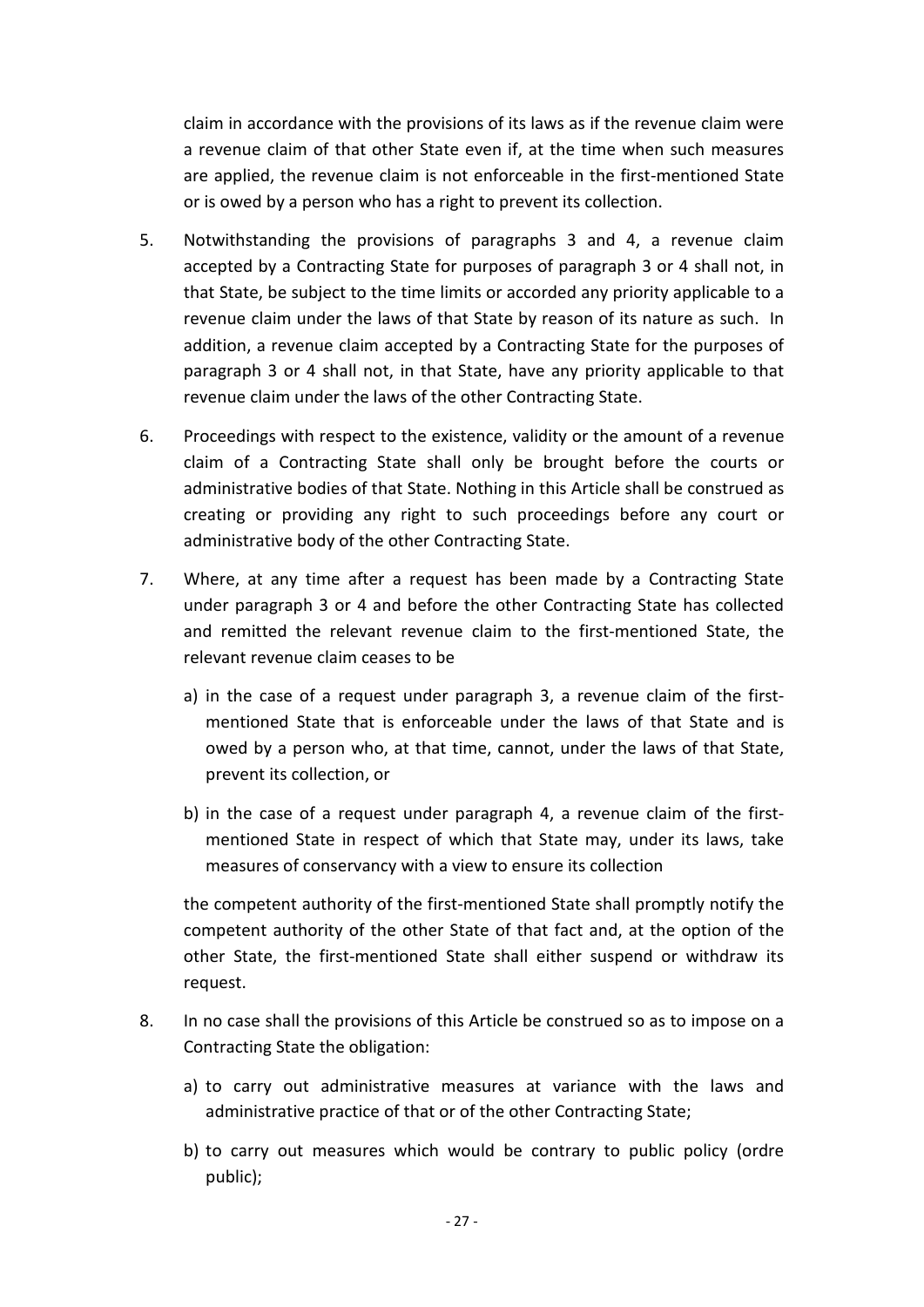claim in accordance with the provisions of its laws as if the revenue claim were a revenue claim of that other State even if, at the time when such measures are applied, the revenue claim is not enforceable in the first-mentioned State or is owed by a person who has a right to prevent its collection.

5. Notwithstanding the provisions of paragraphs 3 and 4, a revenue claim accepted by a Contracting State for purposes of paragraph 3 or 4 shall not, in that State, be subject to the time limits or accorded any priority applicable to a revenue claim under the laws of that State by reason of its nature as such. In addition, a revenue claim accepted by a Contracting State for the purposes of paragraph 3 or 4 shall not, in that State, have any priority applicable to that revenue claim under the laws of the other Contracting State.

6. Proceedings with respect to the existence, validity or the amount of a revenue claim of a Contracting State shall only be brought before the courts or administrative bodies of that State. Nothing in this Article shall be construed as creating or providing any right to such proceedings before any court or administrative body of the other Contracting State.

7. Where, at any time after a request has been made by a Contracting State under paragraph 3 or 4 and before the other Contracting State has collected and remitted the relevant revenue claim to the first-mentioned State, the relevant revenue claim ceases to be

   a) in the case of a request under paragraph 3, a revenue claim of the first-mentioned State that is enforceable under the laws of that State and is owed by a person who, at that time, cannot, under the laws of that State, prevent its collection, or

   b) in the case of a request under paragraph 4, a revenue claim of the first-mentioned State in respect of which that State may, under its laws, take measures of conservancy with a view to ensure its collection

   the competent authority of the first-mentioned State shall promptly notify the competent authority of the other State of that fact and, at the option of the other State, the first-mentioned State shall either suspend or withdraw its request.

8. In no case shall the provisions of this Article be construed so as to impose on a Contracting State the obligation:

   a) to carry out administrative measures at variance with the laws and administrative practice of that or of the other Contracting State;

   b) to carry out measures which would be contrary to public policy (ordre public);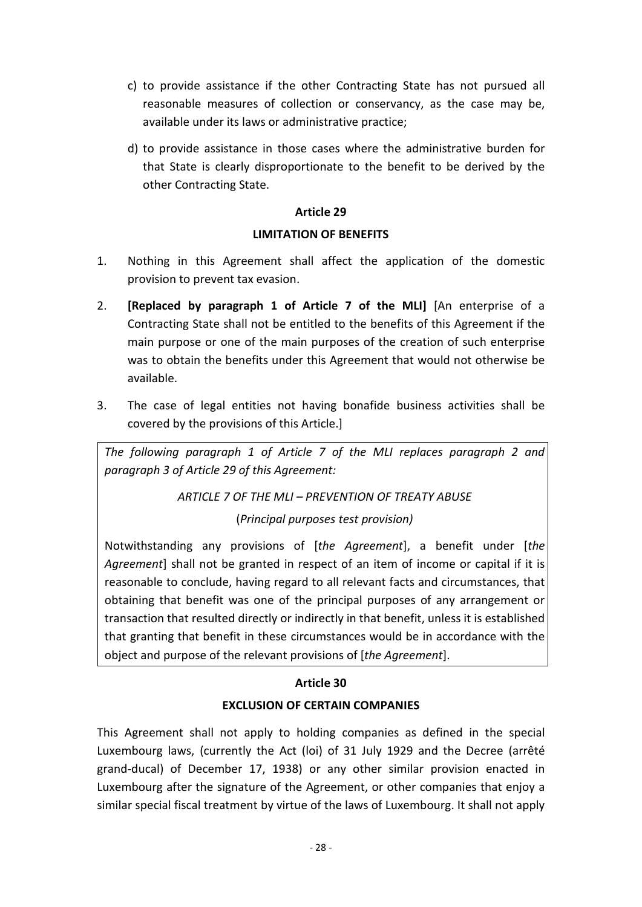c) to provide assistance if the other Contracting State has not pursued all reasonable measures of collection or conservancy, as the case may be, available under its laws or administrative practice;

d) to provide assistance in those cases where the administrative burden for that State is clearly disproportionate to the benefit to be derived by the other Contracting State.

### Article 29

### LIMITATION OF BENEFITS

1. Nothing in this Agreement shall affect the application of the domestic provision to prevent tax evasion.

2. **[Replaced by paragraph 1 of Article 7 of the MLI]** [An enterprise of a Contracting State shall not be entitled to the benefits of this Agreement if the main purpose or one of the main purposes of the creation of such enterprise was to obtain the benefits under this Agreement that would not otherwise be available.

3. The case of legal entities not having bonafide business activities shall be covered by the provisions of this Article.]

*The following paragraph 1 of Article 7 of the MLI replaces paragraph 2 and paragraph 3 of Article 29 of this Agreement:*

*ARTICLE 7 OF THE MLI – PREVENTION OF TREATY ABUSE*

(*Principal purposes test provision)*

Notwithstanding any provisions of [*the Agreement*], a benefit under [*the Agreement*] shall not be granted in respect of an item of income or capital if it is reasonable to conclude, having regard to all relevant facts and circumstances, that obtaining that benefit was one of the principal purposes of any arrangement or transaction that resulted directly or indirectly in that benefit, unless it is established that granting that benefit in these circumstances would be in accordance with the object and purpose of the relevant provisions of [*the Agreement*].

### Article 30

### EXCLUSION OF CERTAIN COMPANIES

This Agreement shall not apply to holding companies as defined in the special Luxembourg laws, (currently the Act (loi) of 31 July 1929 and the Decree (arrêté grand-ducal) of December 17, 1938) or any other similar provision enacted in Luxembourg after the signature of the Agreement, or other companies that enjoy a similar special fiscal treatment by virtue of the laws of Luxembourg. It shall not apply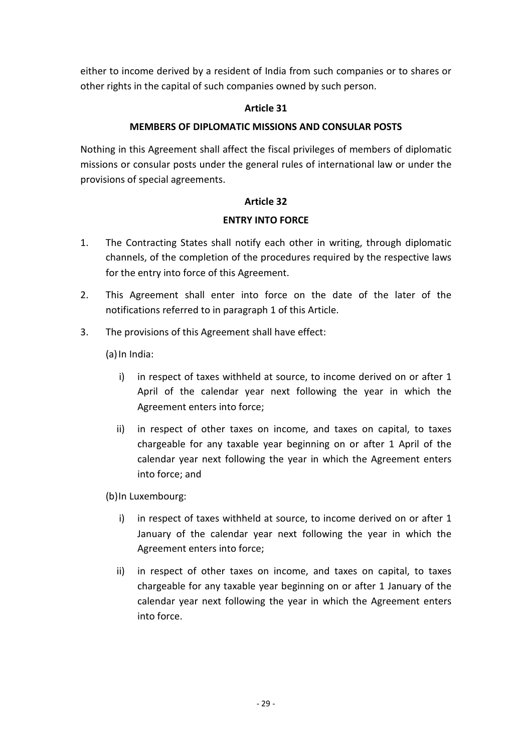either to income derived by a resident of India from such companies or to shares or other rights in the capital of such companies owned by such person.

**Article 31**

**MEMBERS OF DIPLOMATIC MISSIONS AND CONSULAR POSTS**

Nothing in this Agreement shall affect the fiscal privileges of members of diplomatic missions or consular posts under the general rules of international law or under the provisions of special agreements.

**Article 32**

**ENTRY INTO FORCE**

1. The Contracting States shall notify each other in writing, through diplomatic channels, of the completion of the procedures required by the respective laws for the entry into force of this Agreement.

2. This Agreement shall enter into force on the date of the later of the notifications referred to in paragraph 1 of this Article.

3. The provisions of this Agreement shall have effect:

   (a) In India:

   i) in respect of taxes withheld at source, to income derived on or after 1 April of the calendar year next following the year in which the Agreement enters into force;

   ii) in respect of other taxes on income, and taxes on capital, to taxes chargeable for any taxable year beginning on or after 1 April of the calendar year next following the year in which the Agreement enters into force; and

   (b) In Luxembourg:

   i) in respect of taxes withheld at source, to income derived on or after 1 January of the calendar year next following the year in which the Agreement enters into force;

   ii) in respect of other taxes on income, and taxes on capital, to taxes chargeable for any taxable year beginning on or after 1 January of the calendar year next following the year in which the Agreement enters into force.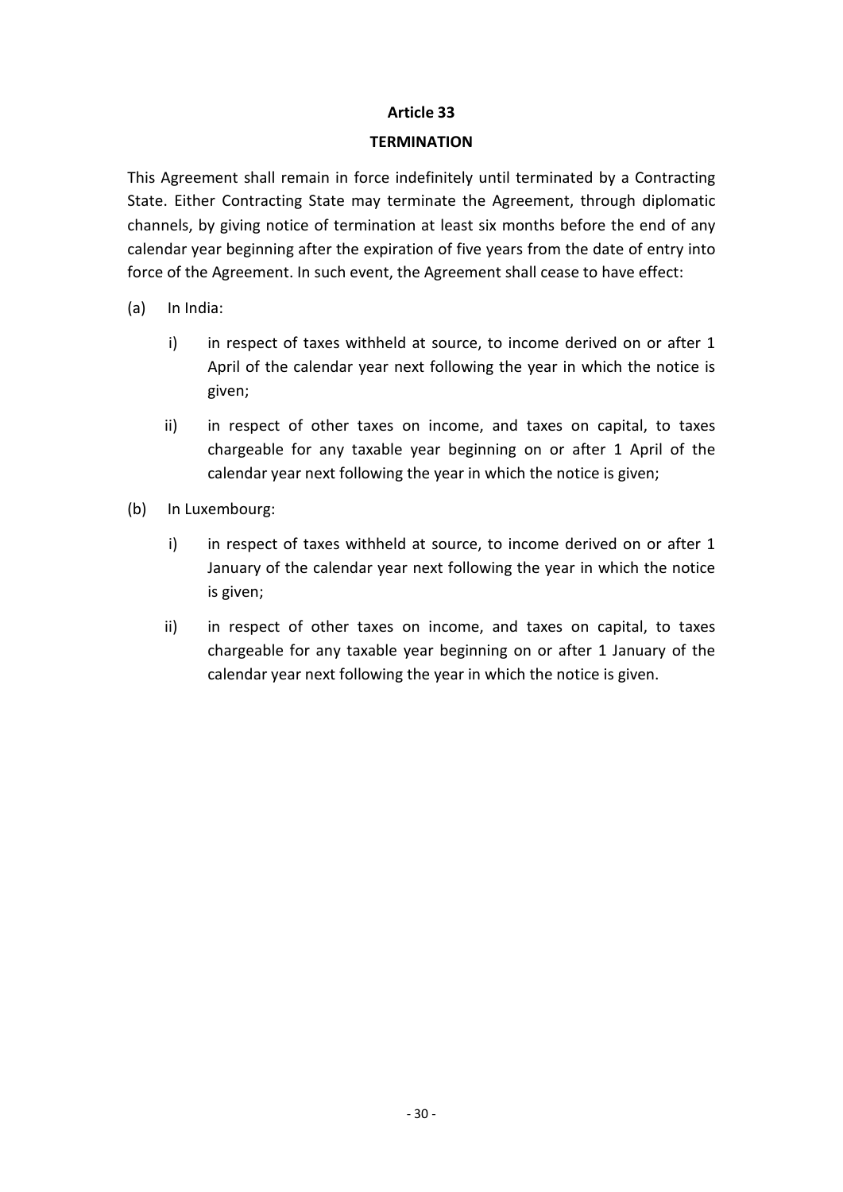## Article 33

## TERMINATION

This Agreement shall remain in force indefinitely until terminated by a Contracting State. Either Contracting State may terminate the Agreement, through diplomatic channels, by giving notice of termination at least six months before the end of any calendar year beginning after the expiration of five years from the date of entry into force of the Agreement. In such event, the Agreement shall cease to have effect:

(a) In India:

   i) in respect of taxes withheld at source, to income derived on or after 1 April of the calendar year next following the year in which the notice is given;

   ii) in respect of other taxes on income, and taxes on capital, to taxes chargeable for any taxable year beginning on or after 1 April of the calendar year next following the year in which the notice is given;

(b) In Luxembourg:

   i) in respect of taxes withheld at source, to income derived on or after 1 January of the calendar year next following the year in which the notice is given;

   ii) in respect of other taxes on income, and taxes on capital, to taxes chargeable for any taxable year beginning on or after 1 January of the calendar year next following the year in which the notice is given.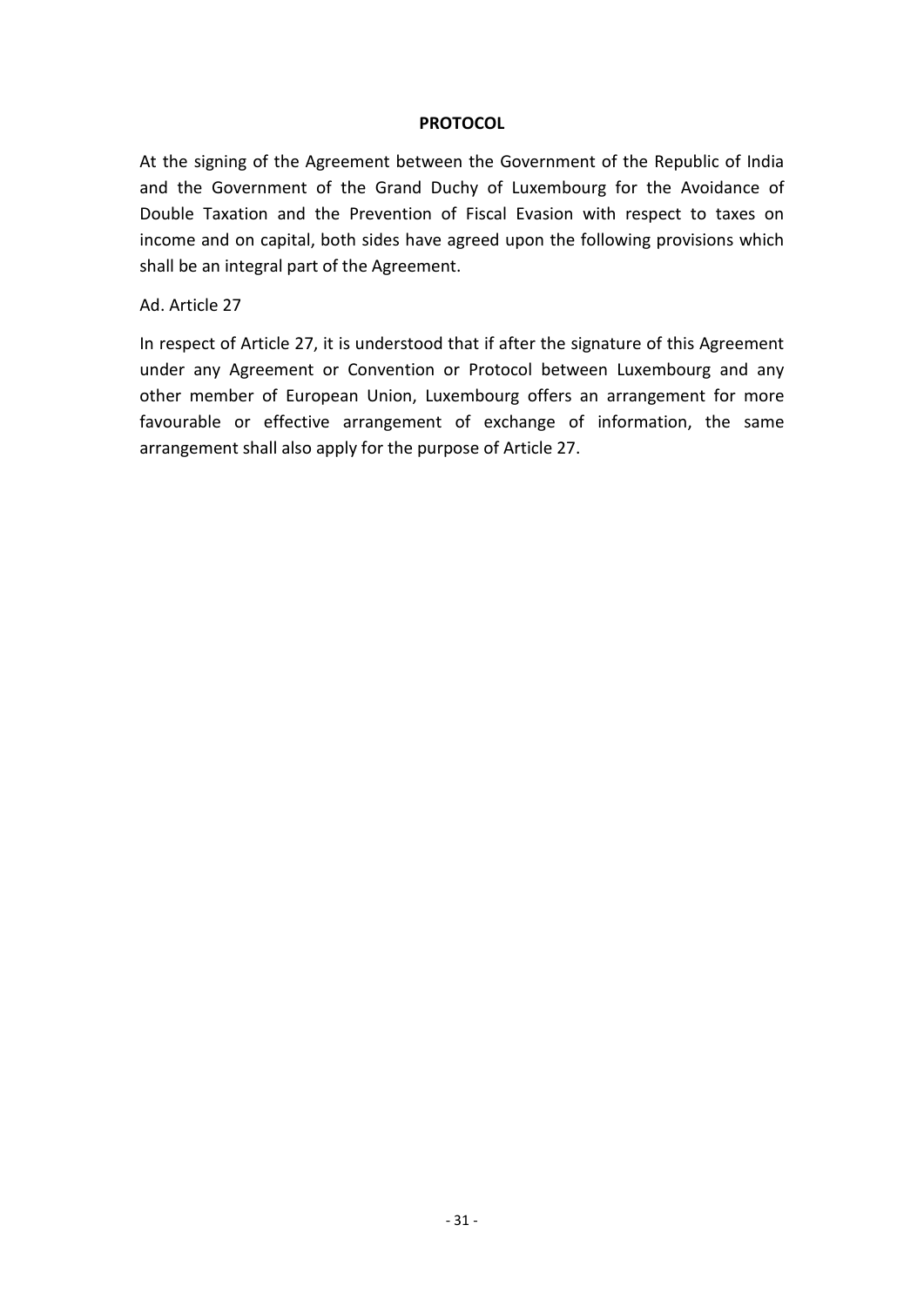**PROTOCOL**

At the signing of the Agreement between the Government of the Republic of India and the Government of the Grand Duchy of Luxembourg for the Avoidance of Double Taxation and the Prevention of Fiscal Evasion with respect to taxes on income and on capital, both sides have agreed upon the following provisions which shall be an integral part of the Agreement.

Ad. Article 27

In respect of Article 27, it is understood that if after the signature of this Agreement under any Agreement or Convention or Protocol between Luxembourg and any other member of European Union, Luxembourg offers an arrangement for more favourable or effective arrangement of exchange of information, the same arrangement shall also apply for the purpose of Article 27.